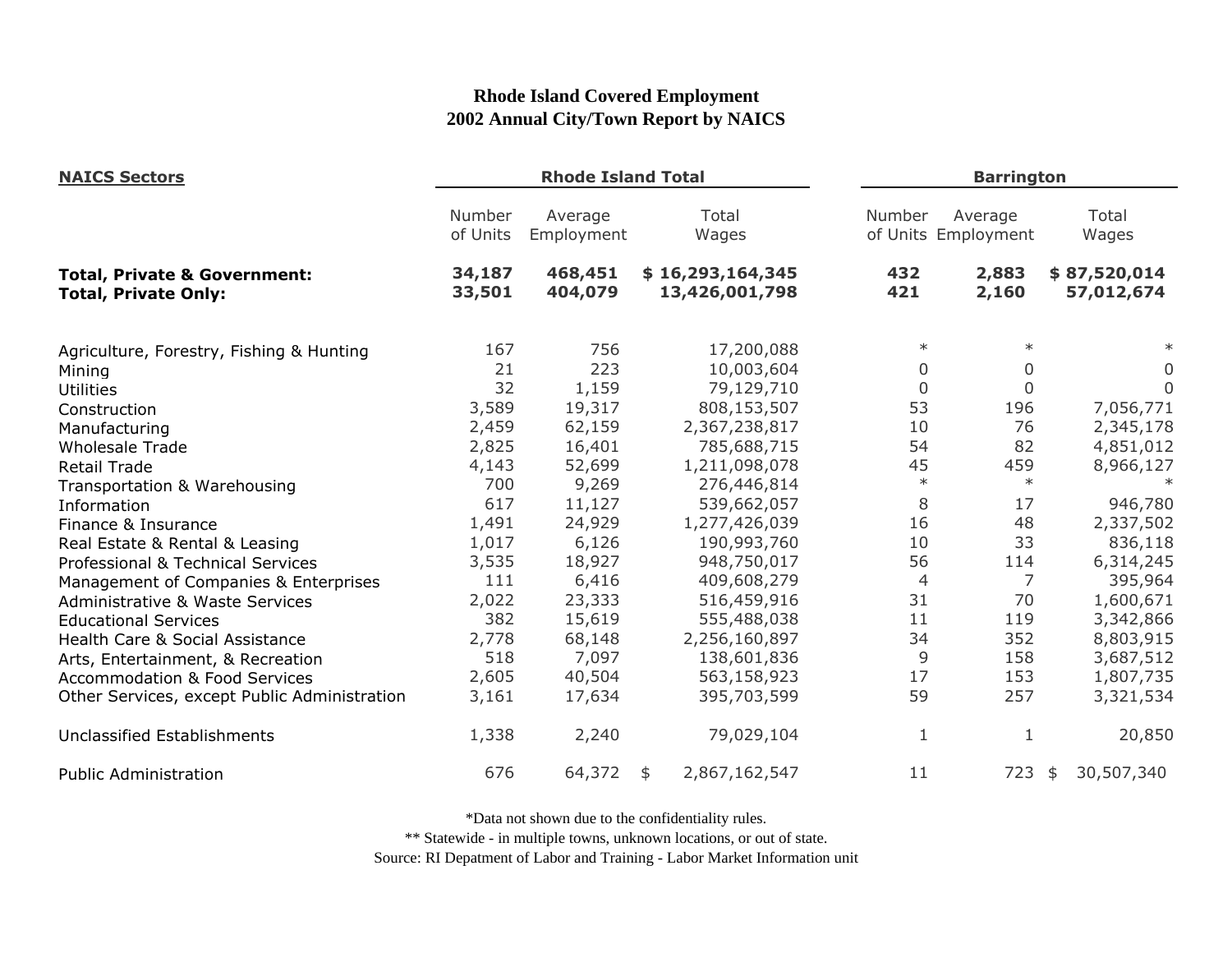# Rhode Island Covered Employment
## 2002 Annual City/Town Report by NAICS

| NAICS Sectors | Rhode Island Total | | | Barrington | | |
|---|---|---|---|---|---|---|
| | Number of Units | Average Employment | Total Wages | Number of Units | Average Employment | Total Wages |
| **Total, Private & Government:** | **34,187** | **468,451** | **$ 16,293,164,345** | **432** | **2,883** | **$ 87,520,014** |
| **Total, Private Only:** | **33,501** | **404,079** | **13,426,001,798** | **421** | **2,160** | **57,012,674** |
| Agriculture, Forestry, Fishing & Hunting | 167 | 756 | 17,200,088 | * | * | * |
| Mining | 21 | 223 | 10,003,604 | 0 | 0 | 0 |
| Utilities | 32 | 1,159 | 79,129,710 | 0 | 0 | 0 |
| Construction | 3,589 | 19,317 | 808,153,507 | 53 | 196 | 7,056,771 |
| Manufacturing | 2,459 | 62,159 | 2,367,238,817 | 10 | 76 | 2,345,178 |
| Wholesale Trade | 2,825 | 16,401 | 785,688,715 | 54 | 82 | 4,851,012 |
| Retail Trade | 4,143 | 52,699 | 1,211,098,078 | 45 | 459 | 8,966,127 |
| Transportation & Warehousing | 700 | 9,269 | 276,446,814 | * | * | * |
| Information | 617 | 11,127 | 539,662,057 | 8 | 17 | 946,780 |
| Finance & Insurance | 1,491 | 24,929 | 1,277,426,039 | 16 | 48 | 2,337,502 |
| Real Estate & Rental & Leasing | 1,017 | 6,126 | 190,993,760 | 10 | 33 | 836,118 |
| Professional & Technical Services | 3,535 | 18,927 | 948,750,017 | 56 | 114 | 6,314,245 |
| Management of Companies & Enterprises | 111 | 6,416 | 409,608,279 | 4 | 7 | 395,964 |
| Administrative & Waste Services | 2,022 | 23,333 | 516,459,916 | 31 | 70 | 1,600,671 |
| Educational Services | 382 | 15,619 | 555,488,038 | 11 | 119 | 3,342,866 |
| Health Care & Social Assistance | 2,778 | 68,148 | 2,256,160,897 | 34 | 352 | 8,803,915 |
| Arts, Entertainment, & Recreation | 518 | 7,097 | 138,601,836 | 9 | 158 | 3,687,512 |
| Accommodation & Food Services | 2,605 | 40,504 | 563,158,923 | 17 | 153 | 1,807,735 |
| Other Services, except Public Administration | 3,161 | 17,634 | 395,703,599 | 59 | 257 | 3,321,534 |
| Unclassified Establishments | 1,338 | 2,240 | 79,029,104 | 1 | 1 | 20,850 |
| Public Administration | 676 | 64,372 | $ 2,867,162,547 | 11 | 723 | $ 30,507,340 |

*Data not shown due to the confidentiality rules.

** Statewide - in multiple towns, unknown locations, or out of state.

Source: RI Depatment of Labor and Training - Labor Market Information unit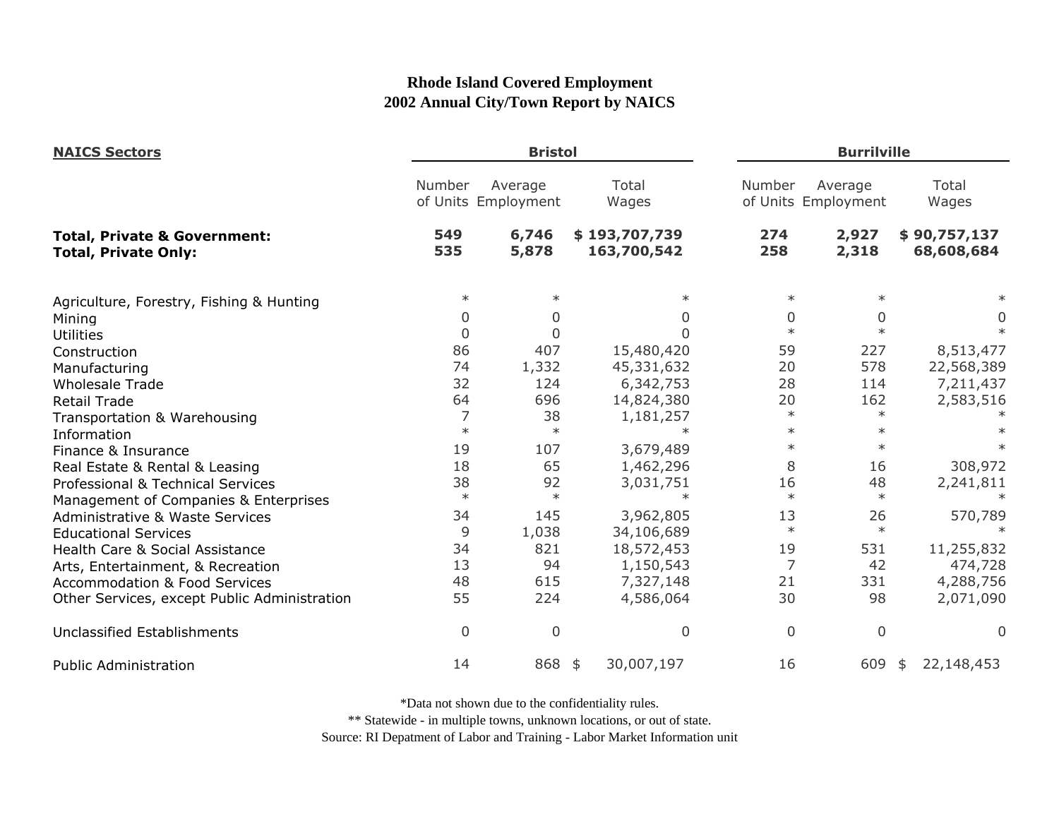# Rhode Island Covered Employment
## 2002 Annual City/Town Report by NAICS

| NAICS Sectors | Bristol | | | Burrillville | | |
|---|---|---|---|---|---|---|
| | Number of Units | Average Employment | Total Wages | Number of Units | Average Employment | Total Wages |
| **Total, Private & Government:** | **549** | **6,746** | **$ 193,707,739** | **274** | **2,927** | **$ 90,757,137** |
| **Total, Private Only:** | **535** | **5,878** | **163,700,542** | **258** | **2,318** | **68,608,684** |
| Agriculture, Forestry, Fishing & Hunting | * | * | * | * | * | * |
| Mining | 0 | 0 | 0 | 0 | 0 | 0 |
| Utilities | 0 | 0 | 0 | * | * | * |
| Construction | 86 | 407 | 15,480,420 | 59 | 227 | 8,513,477 |
| Manufacturing | 74 | 1,332 | 45,331,632 | 20 | 578 | 22,568,389 |
| Wholesale Trade | 32 | 124 | 6,342,753 | 28 | 114 | 7,211,437 |
| Retail Trade | 64 | 696 | 14,824,380 | 20 | 162 | 2,583,516 |
| Transportation & Warehousing | 7 | 38 | 1,181,257 | * | * | * |
| Information | * | * | * | * | * | * |
| Finance & Insurance | 19 | 107 | 3,679,489 | * | * | * |
| Real Estate & Rental & Leasing | 18 | 65 | 1,462,296 | 8 | 16 | 308,972 |
| Professional & Technical Services | 38 | 92 | 3,031,751 | 16 | 48 | 2,241,811 |
| Management of Companies & Enterprises | * | * | * | * | * | * |
| Administrative & Waste Services | 34 | 145 | 3,962,805 | 13 | 26 | 570,789 |
| Educational Services | 9 | 1,038 | 34,106,689 | * | * | * |
| Health Care & Social Assistance | 34 | 821 | 18,572,453 | 19 | 531 | 11,255,832 |
| Arts, Entertainment, & Recreation | 13 | 94 | 1,150,543 | 7 | 42 | 474,728 |
| Accommodation & Food Services | 48 | 615 | 7,327,148 | 21 | 331 | 4,288,756 |
| Other Services, except Public Administration | 55 | 224 | 4,586,064 | 30 | 98 | 2,071,090 |
| Unclassified Establishments | 0 | 0 | 0 | 0 | 0 | 0 |
| Public Administration | 14 | 868 | $ 30,007,197 | 16 | 609 | $ 22,148,453 |

*Data not shown due to the confidentiality rules.

** Statewide - in multiple towns, unknown locations, or out of state.

Source: RI Depatment of Labor and Training - Labor Market Information unit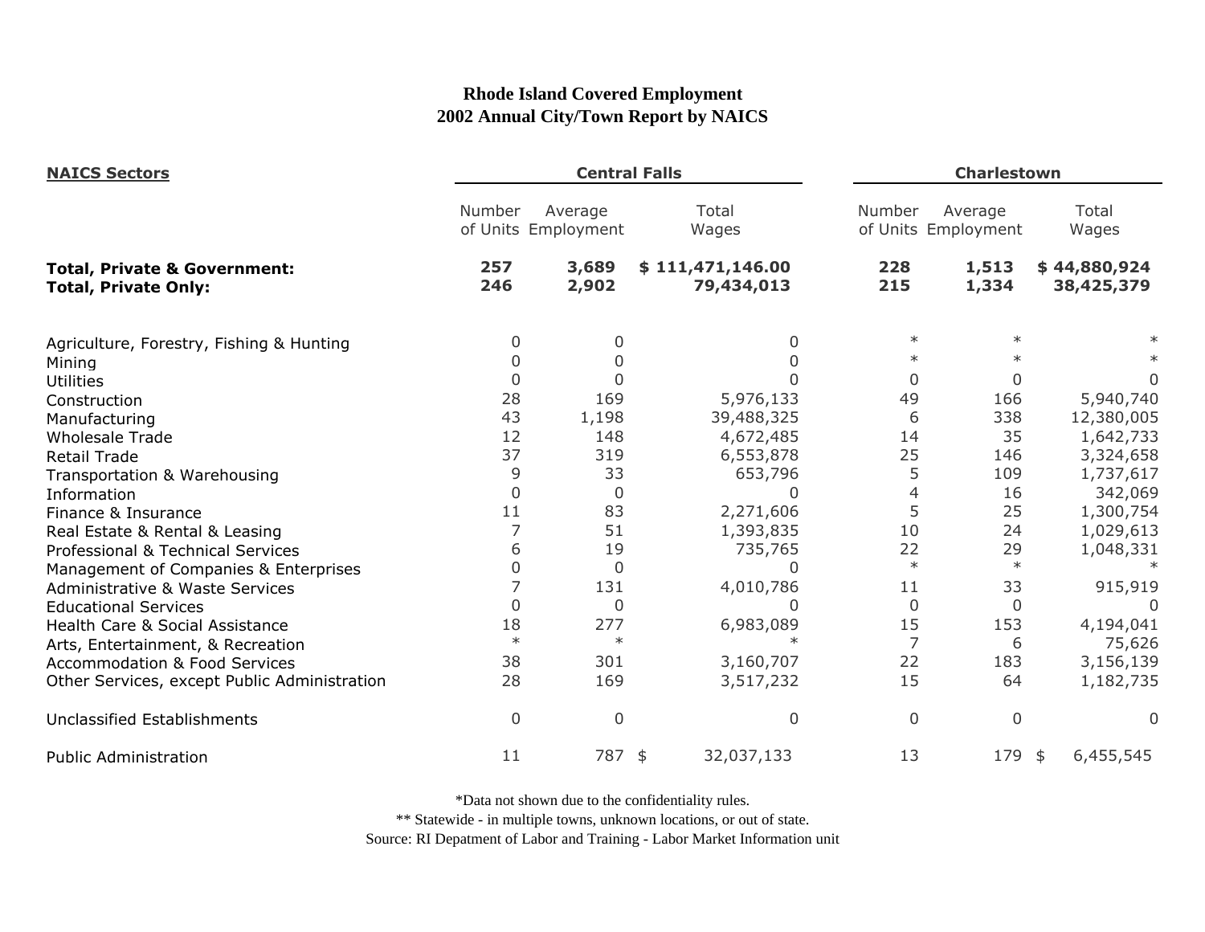# Rhode Island Covered Employment
## 2002 Annual City/Town Report by NAICS

| NAICS Sectors | Central Falls | | | Charlestown | | |
|---|---|---|---|---|---|---|
| | Number of Units | Average Employment | Total Wages | Number of Units | Average Employment | Total Wages |
| **Total, Private & Government:** | **257** | **3,689** | **$ 111,471,146.00** | **228** | **1,513** | **$ 44,880,924** |
| **Total, Private Only:** | **246** | **2,902** | **79,434,013** | **215** | **1,334** | **38,425,379** |
| Agriculture, Forestry, Fishing & Hunting | 0 | 0 | 0 | * | * | * |
| Mining | 0 | 0 | 0 | * | * | * |
| Utilities | 0 | 0 | 0 | 0 | 0 | 0 |
| Construction | 28 | 169 | 5,976,133 | 49 | 166 | 5,940,740 |
| Manufacturing | 43 | 1,198 | 39,488,325 | 6 | 338 | 12,380,005 |
| Wholesale Trade | 12 | 148 | 4,672,485 | 14 | 35 | 1,642,733 |
| Retail Trade | 37 | 319 | 6,553,878 | 25 | 146 | 3,324,658 |
| Transportation & Warehousing | 9 | 33 | 653,796 | 5 | 109 | 1,737,617 |
| Information | 0 | 0 | 0 | 4 | 16 | 342,069 |
| Finance & Insurance | 11 | 83 | 2,271,606 | 5 | 25 | 1,300,754 |
| Real Estate & Rental & Leasing | 7 | 51 | 1,393,835 | 10 | 24 | 1,029,613 |
| Professional & Technical Services | 6 | 19 | 735,765 | 22 | 29 | 1,048,331 |
| Management of Companies & Enterprises | 0 | 0 | 0 | * | * | * |
| Administrative & Waste Services | 7 | 131 | 4,010,786 | 11 | 33 | 915,919 |
| Educational Services | 0 | 0 | 0 | 0 | 0 | 0 |
| Health Care & Social Assistance | 18 | 277 | 6,983,089 | 15 | 153 | 4,194,041 |
| Arts, Entertainment, & Recreation | * | * | * | 7 | 6 | 75,626 |
| Accommodation & Food Services | 38 | 301 | 3,160,707 | 22 | 183 | 3,156,139 |
| Other Services, except Public Administration | 28 | 169 | 3,517,232 | 15 | 64 | 1,182,735 |
| Unclassified Establishments | 0 | 0 | 0 | 0 | 0 | 0 |
| Public Administration | 11 | 787 | $ 32,037,133 | 13 | 179 | $ 6,455,545 |

*Data not shown due to the confidentiality rules.

** Statewide - in multiple towns, unknown locations, or out of state.

Source: RI Depatment of Labor and Training - Labor Market Information unit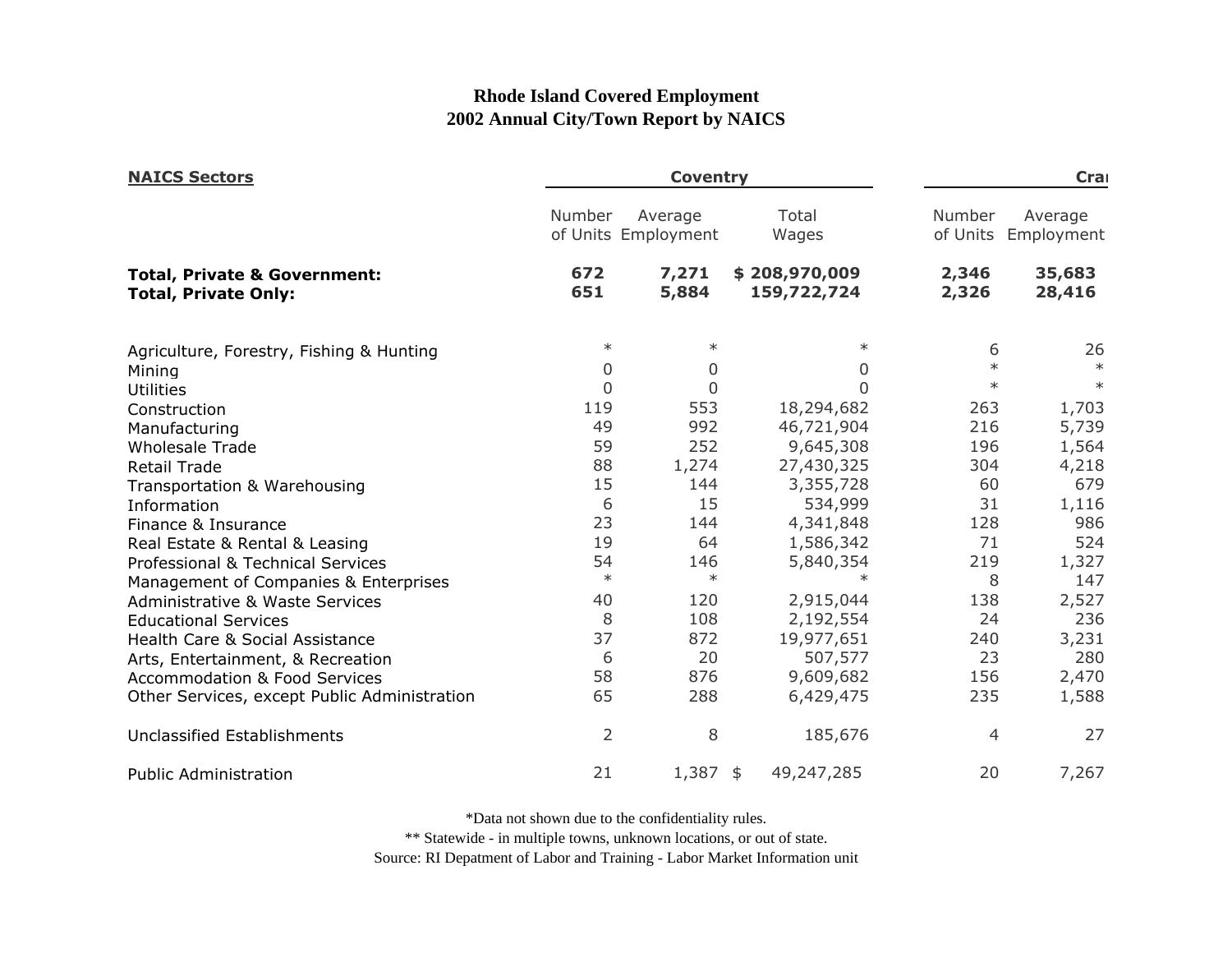# Rhode Island Covered Employment
## 2002 Annual City/Town Report by NAICS

| NAICS Sectors | Coventry | | | Cra | |
|---|---|---|---|---|---|
| | Number of Units | Average Employment | Total Wages | Number of Units | Average Employment |
| **Total, Private & Government:** | **672** | **7,271** | **$ 208,970,009** | **2,346** | **35,683** |
| **Total, Private Only:** | **651** | **5,884** | **159,722,724** | **2,326** | **28,416** |
| Agriculture, Forestry, Fishing & Hunting | * | * | * | 6 | 26 |
| Mining | 0 | 0 | 0 | * | * |
| Utilities | 0 | 0 | 0 | * | * |
| Construction | 119 | 553 | 18,294,682 | 263 | 1,703 |
| Manufacturing | 49 | 992 | 46,721,904 | 216 | 5,739 |
| Wholesale Trade | 59 | 252 | 9,645,308 | 196 | 1,564 |
| Retail Trade | 88 | 1,274 | 27,430,325 | 304 | 4,218 |
| Transportation & Warehousing | 15 | 144 | 3,355,728 | 60 | 679 |
| Information | 6 | 15 | 534,999 | 31 | 1,116 |
| Finance & Insurance | 23 | 144 | 4,341,848 | 128 | 986 |
| Real Estate & Rental & Leasing | 19 | 64 | 1,586,342 | 71 | 524 |
| Professional & Technical Services | 54 | 146 | 5,840,354 | 219 | 1,327 |
| Management of Companies & Enterprises | * | * | * | 8 | 147 |
| Administrative & Waste Services | 40 | 120 | 2,915,044 | 138 | 2,527 |
| Educational Services | 8 | 108 | 2,192,554 | 24 | 236 |
| Health Care & Social Assistance | 37 | 872 | 19,977,651 | 240 | 3,231 |
| Arts, Entertainment, & Recreation | 6 | 20 | 507,577 | 23 | 280 |
| Accommodation & Food Services | 58 | 876 | 9,609,682 | 156 | 2,470 |
| Other Services, except Public Administration | 65 | 288 | 6,429,475 | 235 | 1,588 |
| Unclassified Establishments | 2 | 8 | 185,676 | 4 | 27 |
| Public Administration | 21 | 1,387 | $ 49,247,285 | 20 | 7,267 |

*Data not shown due to the confidentiality rules.

** Statewide - in multiple towns, unknown locations, or out of state.

Source: RI Depatment of Labor and Training - Labor Market Information unit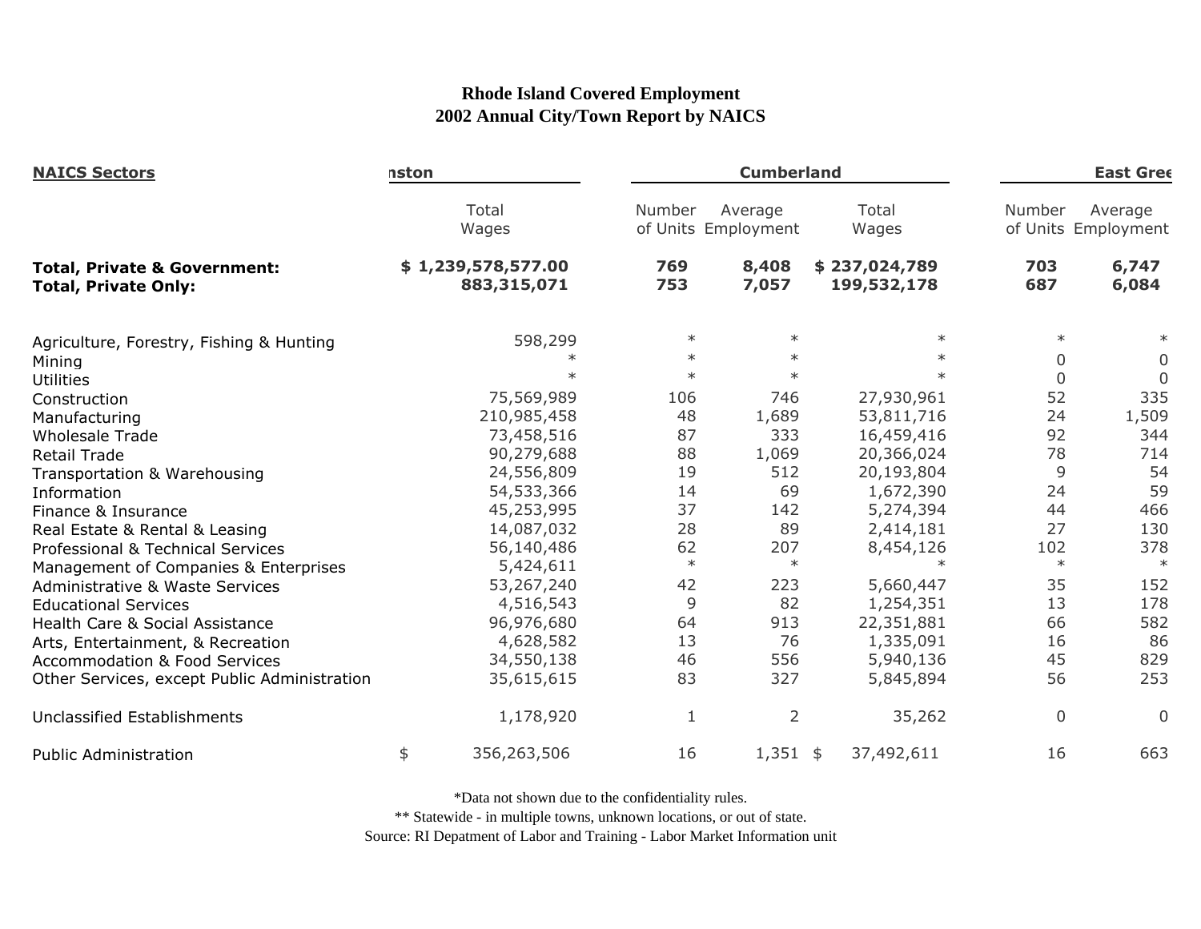# Rhode Island Covered Employment
## 2002 Annual City/Town Report by NAICS

| NAICS Sectors | nston | Cumberland | | | East Gree | |
|---|---|---|---|---|---|---|
| | Total Wages | Number of Units | Average Employment | Total Wages | Number of Units | Average Employment |
| **Total, Private & Government:** | **$ 1,239,578,577.00** | **769** | **8,408** | **$ 237,024,789** | **703** | **6,747** |
| **Total, Private Only:** | **883,315,071** | **753** | **7,057** | **199,532,178** | **687** | **6,084** |
| Agriculture, Forestry, Fishing & Hunting | 598,299 | * | * | * | * | * |
| Mining | * | * | * | * | 0 | 0 |
| Utilities | * | * | * | * | 0 | 0 |
| Construction | 75,569,989 | 106 | 746 | 27,930,961 | 52 | 335 |
| Manufacturing | 210,985,458 | 48 | 1,689 | 53,811,716 | 24 | 1,509 |
| Wholesale Trade | 73,458,516 | 87 | 333 | 16,459,416 | 92 | 344 |
| Retail Trade | 90,279,688 | 88 | 1,069 | 20,366,024 | 78 | 714 |
| Transportation & Warehousing | 24,556,809 | 19 | 512 | 20,193,804 | 9 | 54 |
| Information | 54,533,366 | 14 | 69 | 1,672,390 | 24 | 59 |
| Finance & Insurance | 45,253,995 | 37 | 142 | 5,274,394 | 44 | 466 |
| Real Estate & Rental & Leasing | 14,087,032 | 28 | 89 | 2,414,181 | 27 | 130 |
| Professional & Technical Services | 56,140,486 | 62 | 207 | 8,454,126 | 102 | 378 |
| Management of Companies & Enterprises | 5,424,611 | * | * | * | * | * |
| Administrative & Waste Services | 53,267,240 | 42 | 223 | 5,660,447 | 35 | 152 |
| Educational Services | 4,516,543 | 9 | 82 | 1,254,351 | 13 | 178 |
| Health Care & Social Assistance | 96,976,680 | 64 | 913 | 22,351,881 | 66 | 582 |
| Arts, Entertainment, & Recreation | 4,628,582 | 13 | 76 | 1,335,091 | 16 | 86 |
| Accommodation & Food Services | 34,550,138 | 46 | 556 | 5,940,136 | 45 | 829 |
| Other Services, except Public Administration | 35,615,615 | 83 | 327 | 5,845,894 | 56 | 253 |
| Unclassified Establishments | 1,178,920 | 1 | 2 | 35,262 | 0 | 0 |
| Public Administration | $ 356,263,506 | 16 | 1,351 | $ 37,492,611 | 16 | 663 |

*Data not shown due to the confidentiality rules.

** Statewide - in multiple towns, unknown locations, or out of state.

Source: RI Depatment of Labor and Training - Labor Market Information unit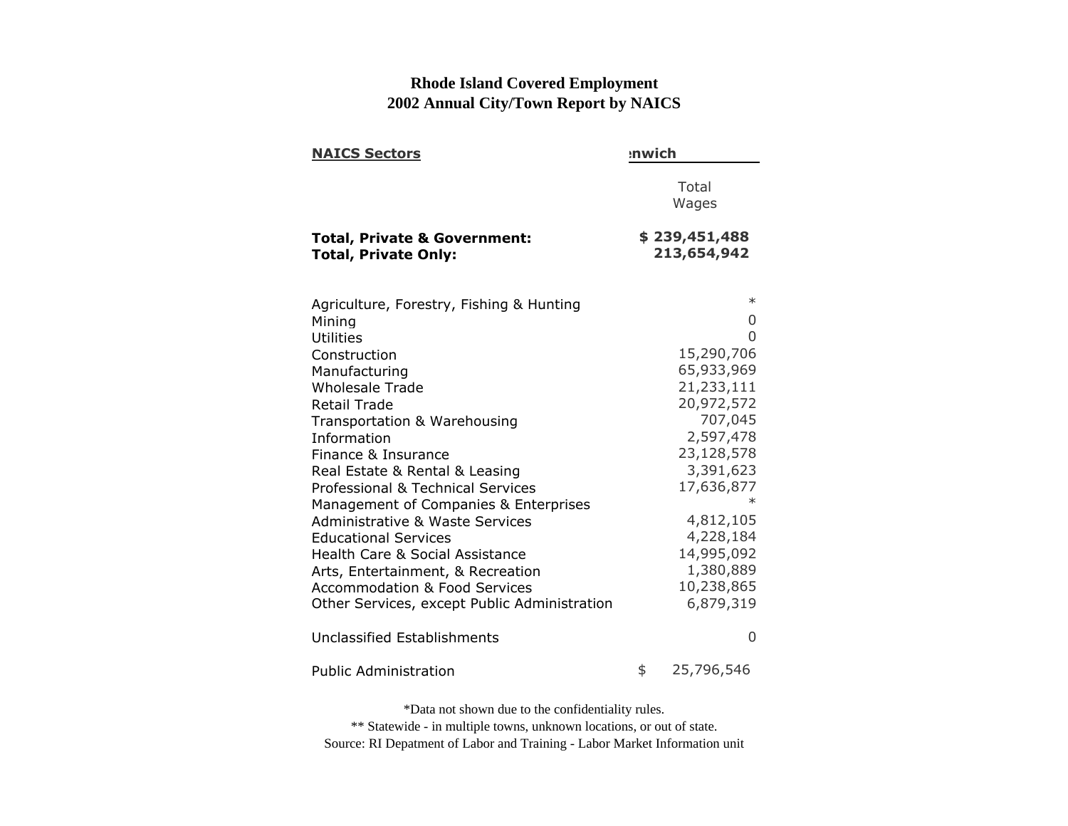# Rhode Island Covered Employment
## 2002 Annual City/Town Report by NAICS

| NAICS Sectors | ɛnwich |
|---|---|
| | Total Wages |
| **Total, Private & Government:** | **$ 239,451,488** |
| **Total, Private Only:** | **213,654,942** |
| Agriculture, Forestry, Fishing & Hunting | * |
| Mining | 0 |
| Utilities | 0 |
| Construction | 15,290,706 |
| Manufacturing | 65,933,969 |
| Wholesale Trade | 21,233,111 |
| Retail Trade | 20,972,572 |
| Transportation & Warehousing | 707,045 |
| Information | 2,597,478 |
| Finance & Insurance | 23,128,578 |
| Real Estate & Rental & Leasing | 3,391,623 |
| Professional & Technical Services | 17,636,877 |
| Management of Companies & Enterprises | * |
| Administrative & Waste Services | 4,812,105 |
| Educational Services | 4,228,184 |
| Health Care & Social Assistance | 14,995,092 |
| Arts, Entertainment, & Recreation | 1,380,889 |
| Accommodation & Food Services | 10,238,865 |
| Other Services, except Public Administration | 6,879,319 |
| Unclassified Establishments | 0 |
| Public Administration | $ 25,796,546 |

*Data not shown due to the confidentiality rules.

** Statewide - in multiple towns, unknown locations, or out of state.

Source: RI Depatment of Labor and Training - Labor Market Information unit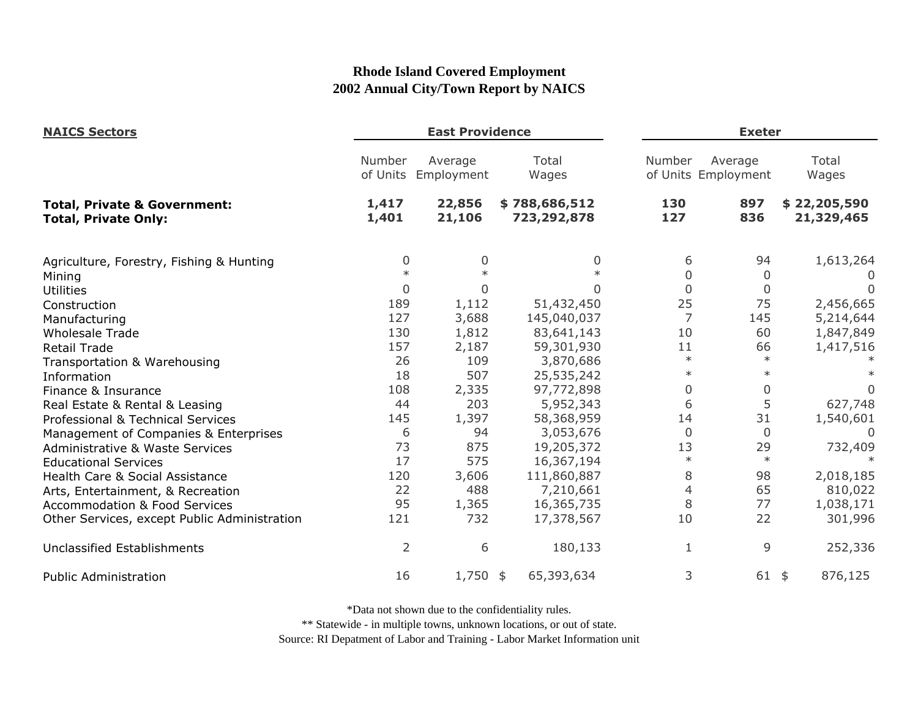# Rhode Island Covered Employment
## 2002 Annual City/Town Report by NAICS

| NAICS Sectors | East Providence | | | Exeter | | |
|---|---|---|---|---|---|---|
| | Number of Units | Average Employment | Total Wages | Number of Units | Average Employment | Total Wages |
| **Total, Private & Government:** | **1,417** | **22,856** | **$ 788,686,512** | **130** | **897** | **$ 22,205,590** |
| **Total, Private Only:** | **1,401** | **21,106** | **723,292,878** | **127** | **836** | **21,329,465** |
| Agriculture, Forestry, Fishing & Hunting | 0 | 0 | 0 | 6 | 94 | 1,613,264 |
| Mining | * | * | * | 0 | 0 | 0 |
| Utilities | 0 | 0 | 0 | 0 | 0 | 0 |
| Construction | 189 | 1,112 | 51,432,450 | 25 | 75 | 2,456,665 |
| Manufacturing | 127 | 3,688 | 145,040,037 | 7 | 145 | 5,214,644 |
| Wholesale Trade | 130 | 1,812 | 83,641,143 | 10 | 60 | 1,847,849 |
| Retail Trade | 157 | 2,187 | 59,301,930 | 11 | 66 | 1,417,516 |
| Transportation & Warehousing | 26 | 109 | 3,870,686 | * | * | * |
| Information | 18 | 507 | 25,535,242 | * | * | * |
| Finance & Insurance | 108 | 2,335 | 97,772,898 | 0 | 0 | 0 |
| Real Estate & Rental & Leasing | 44 | 203 | 5,952,343 | 6 | 5 | 627,748 |
| Professional & Technical Services | 145 | 1,397 | 58,368,959 | 14 | 31 | 1,540,601 |
| Management of Companies & Enterprises | 6 | 94 | 3,053,676 | 0 | 0 | 0 |
| Administrative & Waste Services | 73 | 875 | 19,205,372 | 13 | 29 | 732,409 |
| Educational Services | 17 | 575 | 16,367,194 | * | * | * |
| Health Care & Social Assistance | 120 | 3,606 | 111,860,887 | 8 | 98 | 2,018,185 |
| Arts, Entertainment, & Recreation | 22 | 488 | 7,210,661 | 4 | 65 | 810,022 |
| Accommodation & Food Services | 95 | 1,365 | 16,365,735 | 8 | 77 | 1,038,171 |
| Other Services, except Public Administration | 121 | 732 | 17,378,567 | 10 | 22 | 301,996 |
| Unclassified Establishments | 2 | 6 | 180,133 | 1 | 9 | 252,336 |
| Public Administration | 16 | 1,750 | $ 65,393,634 | 3 | 61 | $ 876,125 |

*Data not shown due to the confidentiality rules.

** Statewide - in multiple towns, unknown locations, or out of state.

Source: RI Depatment of Labor and Training - Labor Market Information unit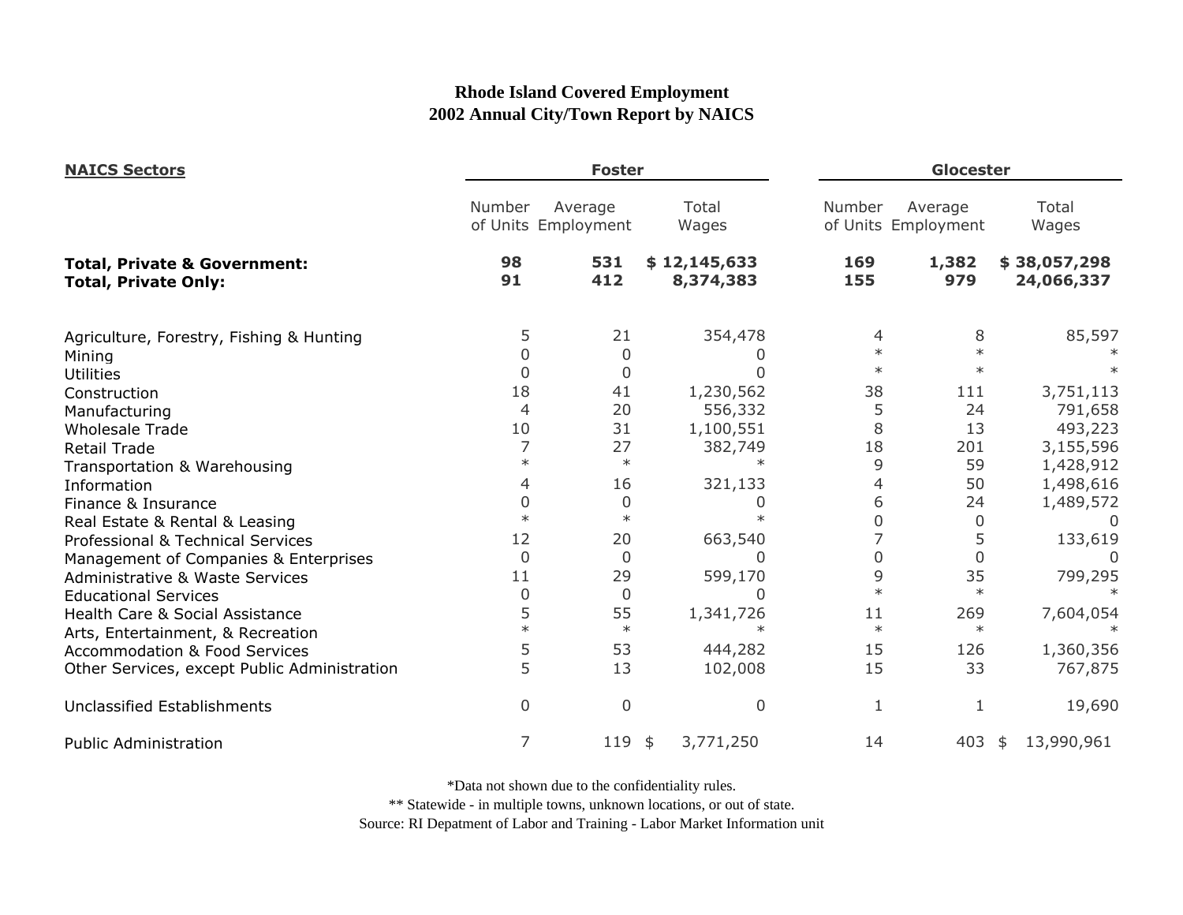**Rhode Island Covered Employment**
**2002 Annual City/Town Report by NAICS**

| NAICS Sectors | Foster | | | Glocester | | |
|---|---|---|---|---|---|---|
| | Number of Units | Average Employment | Total Wages | Number of Units | Average Employment | Total Wages |
| **Total, Private & Government:** | **98** | **531** | **$ 12,145,633** | **169** | **1,382** | **$ 38,057,298** |
| **Total, Private Only:** | **91** | **412** | **8,374,383** | **155** | **979** | **24,066,337** |
| Agriculture, Forestry, Fishing & Hunting | 5 | 21 | 354,478 | 4 | 8 | 85,597 |
| Mining | 0 | 0 | 0 | * | * | * |
| Utilities | 0 | 0 | 0 | * | * | * |
| Construction | 18 | 41 | 1,230,562 | 38 | 111 | 3,751,113 |
| Manufacturing | 4 | 20 | 556,332 | 5 | 24 | 791,658 |
| Wholesale Trade | 10 | 31 | 1,100,551 | 8 | 13 | 493,223 |
| Retail Trade | 7 | 27 | 382,749 | 18 | 201 | 3,155,596 |
| Transportation & Warehousing | * | * | * | 9 | 59 | 1,428,912 |
| Information | 4 | 16 | 321,133 | 4 | 50 | 1,498,616 |
| Finance & Insurance | 0 | 0 | 0 | 6 | 24 | 1,489,572 |
| Real Estate & Rental & Leasing | * | * | * | 0 | 0 | 0 |
| Professional & Technical Services | 12 | 20 | 663,540 | 7 | 5 | 133,619 |
| Management of Companies & Enterprises | 0 | 0 | 0 | 0 | 0 | 0 |
| Administrative & Waste Services | 11 | 29 | 599,170 | 9 | 35 | 799,295 |
| Educational Services | 0 | 0 | 0 | * | * | * |
| Health Care & Social Assistance | 5 | 55 | 1,341,726 | 11 | 269 | 7,604,054 |
| Arts, Entertainment, & Recreation | * | * | * | * | * | * |
| Accommodation & Food Services | 5 | 53 | 444,282 | 15 | 126 | 1,360,356 |
| Other Services, except Public Administration | 5 | 13 | 102,008 | 15 | 33 | 767,875 |
| Unclassified Establishments | 0 | 0 | 0 | 1 | 1 | 19,690 |
| Public Administration | 7 | 119 | $ 3,771,250 | 14 | 403 | $ 13,990,961 |

*Data not shown due to the confidentiality rules.

** Statewide - in multiple towns, unknown locations, or out of state.

Source: RI Depatment of Labor and Training - Labor Market Information unit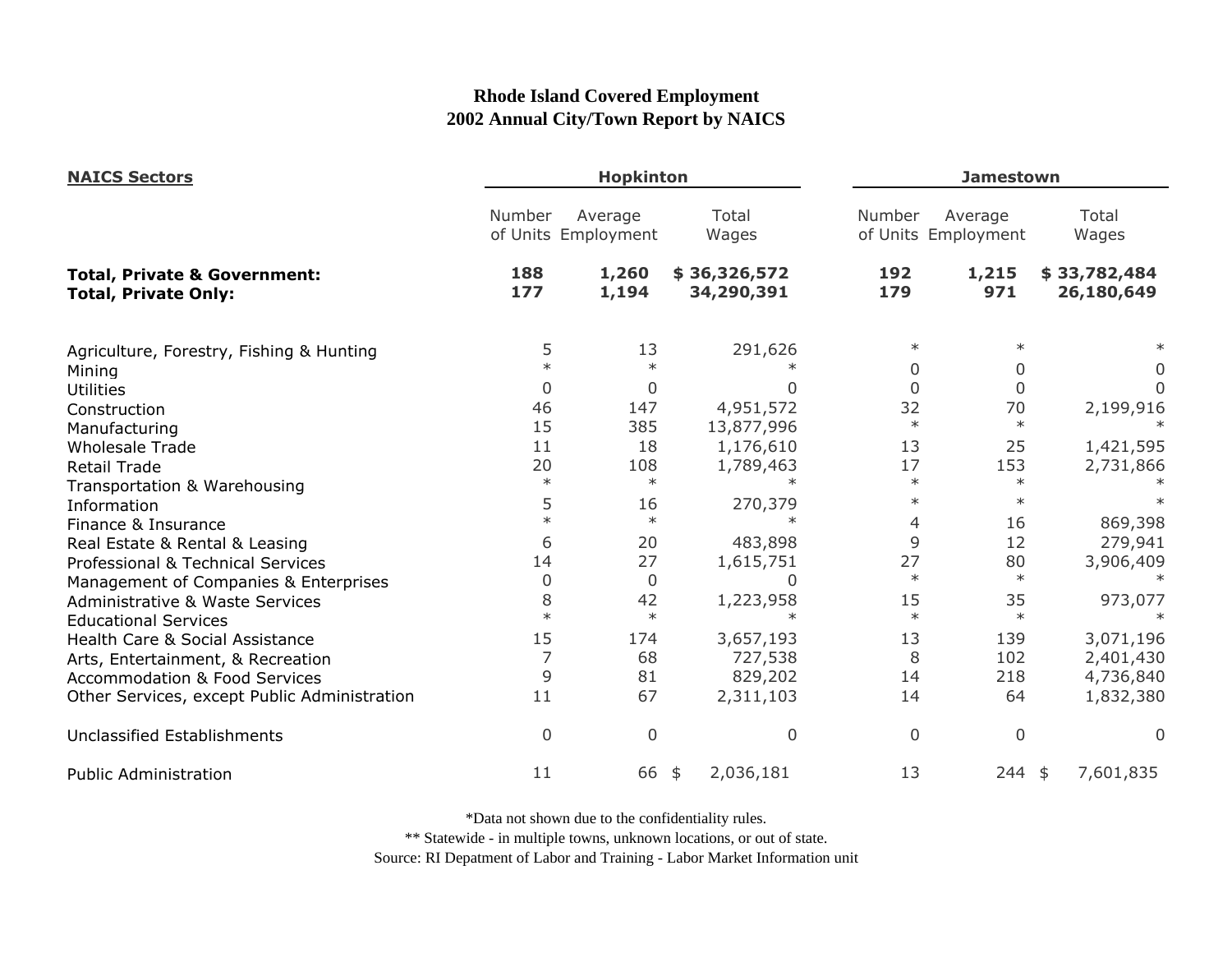**Rhode Island Covered Employment**
**2002 Annual City/Town Report by NAICS**

| NAICS Sectors | Hopkinton | | | Jamestown | | |
|---|---|---|---|---|---|---|
| | Number of Units | Average Employment | Total Wages | Number of Units | Average Employment | Total Wages |
| **Total, Private & Government:** | **188** | **1,260** | **$ 36,326,572** | **192** | **1,215** | **$ 33,782,484** |
| **Total, Private Only:** | **177** | **1,194** | **34,290,391** | **179** | **971** | **26,180,649** |
| Agriculture, Forestry, Fishing & Hunting | 5 | 13 | 291,626 | * | * | * |
| Mining | * | * | * | 0 | 0 | 0 |
| Utilities | 0 | 0 | 0 | 0 | 0 | 0 |
| Construction | 46 | 147 | 4,951,572 | 32 | 70 | 2,199,916 |
| Manufacturing | 15 | 385 | 13,877,996 | * | * | * |
| Wholesale Trade | 11 | 18 | 1,176,610 | 13 | 25 | 1,421,595 |
| Retail Trade | 20 | 108 | 1,789,463 | 17 | 153 | 2,731,866 |
| Transportation & Warehousing | * | * | * | * | * | * |
| Information | 5 | 16 | 270,379 | * | * | * |
| Finance & Insurance | * | * | * | 4 | 16 | 869,398 |
| Real Estate & Rental & Leasing | 6 | 20 | 483,898 | 9 | 12 | 279,941 |
| Professional & Technical Services | 14 | 27 | 1,615,751 | 27 | 80 | 3,906,409 |
| Management of Companies & Enterprises | 0 | 0 | 0 | * | * | * |
| Administrative & Waste Services | 8 | 42 | 1,223,958 | 15 | 35 | 973,077 |
| Educational Services | * | * | * | * | * | * |
| Health Care & Social Assistance | 15 | 174 | 3,657,193 | 13 | 139 | 3,071,196 |
| Arts, Entertainment, & Recreation | 7 | 68 | 727,538 | 8 | 102 | 2,401,430 |
| Accommodation & Food Services | 9 | 81 | 829,202 | 14 | 218 | 4,736,840 |
| Other Services, except Public Administration | 11 | 67 | 2,311,103 | 14 | 64 | 1,832,380 |
| Unclassified Establishments | 0 | 0 | 0 | 0 | 0 | 0 |
| Public Administration | 11 | 66 | $ 2,036,181 | 13 | 244 | $ 7,601,835 |

*Data not shown due to the confidentiality rules.

** Statewide - in multiple towns, unknown locations, or out of state.

Source: RI Depatment of Labor and Training - Labor Market Information unit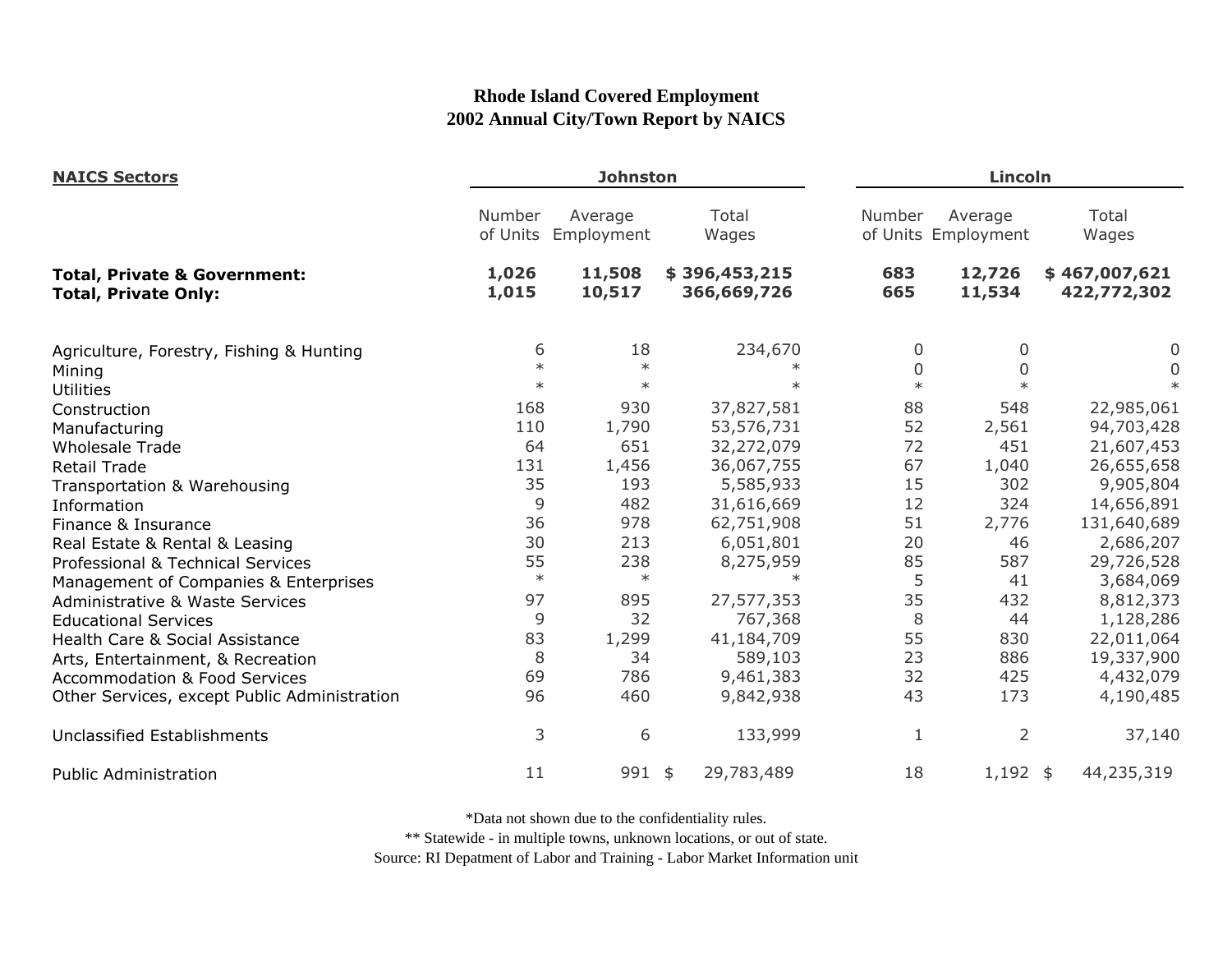# Rhode Island Covered Employment
## 2002 Annual City/Town Report by NAICS

| NAICS Sectors | Johnston | | | Lincoln | | |
|---|---|---|---|---|---|---|
| | Number of Units | Average Employment | Total Wages | Number of Units | Average Employment | Total Wages |
| **Total, Private & Government:** | **1,026** | **11,508** | **$ 396,453,215** | **683** | **12,726** | **$ 467,007,621** |
| **Total, Private Only:** | **1,015** | **10,517** | **366,669,726** | **665** | **11,534** | **422,772,302** |
| Agriculture, Forestry, Fishing & Hunting | 6 | 18 | 234,670 | 0 | 0 | 0 |
| Mining | * | * | * | 0 | 0 | 0 |
| Utilities | * | * | * | * | * | * |
| Construction | 168 | 930 | 37,827,581 | 88 | 548 | 22,985,061 |
| Manufacturing | 110 | 1,790 | 53,576,731 | 52 | 2,561 | 94,703,428 |
| Wholesale Trade | 64 | 651 | 32,272,079 | 72 | 451 | 21,607,453 |
| Retail Trade | 131 | 1,456 | 36,067,755 | 67 | 1,040 | 26,655,658 |
| Transportation & Warehousing | 35 | 193 | 5,585,933 | 15 | 302 | 9,905,804 |
| Information | 9 | 482 | 31,616,669 | 12 | 324 | 14,656,891 |
| Finance & Insurance | 36 | 978 | 62,751,908 | 51 | 2,776 | 131,640,689 |
| Real Estate & Rental & Leasing | 30 | 213 | 6,051,801 | 20 | 46 | 2,686,207 |
| Professional & Technical Services | 55 | 238 | 8,275,959 | 85 | 587 | 29,726,528 |
| Management of Companies & Enterprises | * | * | * | 5 | 41 | 3,684,069 |
| Administrative & Waste Services | 97 | 895 | 27,577,353 | 35 | 432 | 8,812,373 |
| Educational Services | 9 | 32 | 767,368 | 8 | 44 | 1,128,286 |
| Health Care & Social Assistance | 83 | 1,299 | 41,184,709 | 55 | 830 | 22,011,064 |
| Arts, Entertainment, & Recreation | 8 | 34 | 589,103 | 23 | 886 | 19,337,900 |
| Accommodation & Food Services | 69 | 786 | 9,461,383 | 32 | 425 | 4,432,079 |
| Other Services, except Public Administration | 96 | 460 | 9,842,938 | 43 | 173 | 4,190,485 |
| Unclassified Establishments | 3 | 6 | 133,999 | 1 | 2 | 37,140 |
| Public Administration | 11 | 991 | $ 29,783,489 | 18 | 1,192 | $ 44,235,319 |

*Data not shown due to the confidentiality rules.

** Statewide - in multiple towns, unknown locations, or out of state.

Source: RI Depatment of Labor and Training - Labor Market Information unit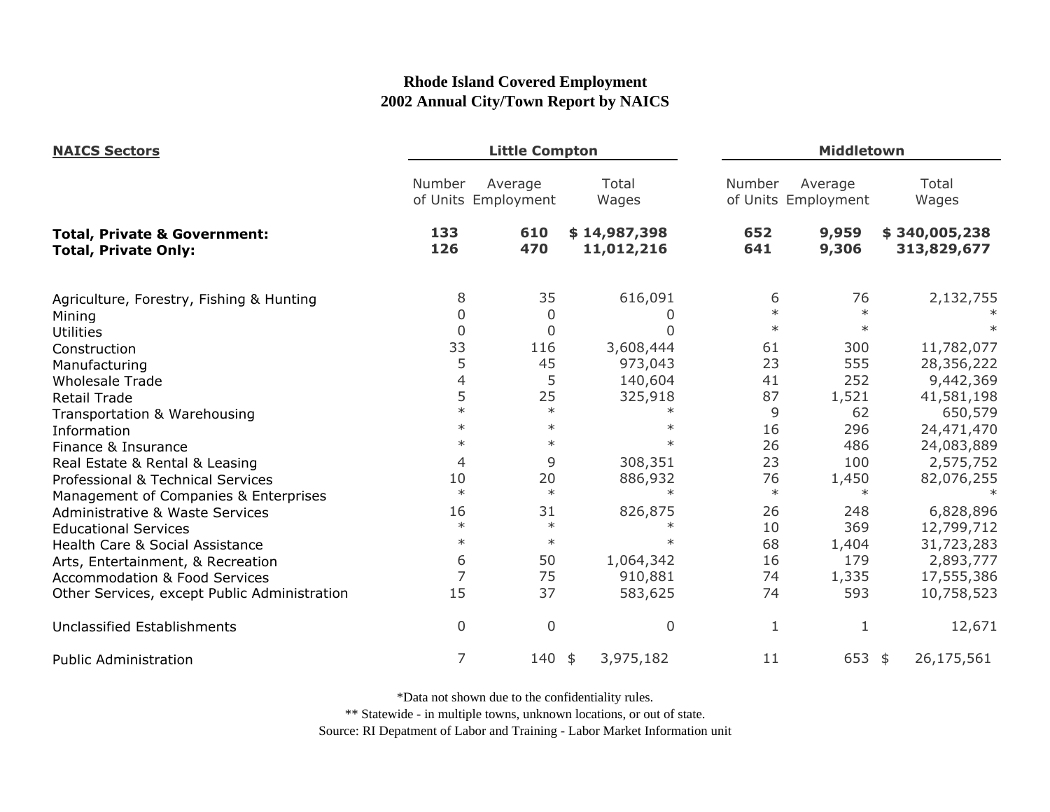**Rhode Island Covered Employment**
**2002 Annual City/Town Report by NAICS**

| NAICS Sectors | Little Compton | | | Middletown | | |
|---|---|---|---|---|---|---|
| | Number of Units | Average Employment | Total Wages | Number of Units | Average Employment | Total Wages |
| **Total, Private & Government:** | **133** | **610** | **$ 14,987,398** | **652** | **9,959** | **$ 340,005,238** |
| **Total, Private Only:** | **126** | **470** | **11,012,216** | **641** | **9,306** | **313,829,677** |
| Agriculture, Forestry, Fishing & Hunting | 8 | 35 | 616,091 | 6 | 76 | 2,132,755 |
| Mining | 0 | 0 | 0 | * | * | * |
| Utilities | 0 | 0 | 0 | * | * | * |
| Construction | 33 | 116 | 3,608,444 | 61 | 300 | 11,782,077 |
| Manufacturing | 5 | 45 | 973,043 | 23 | 555 | 28,356,222 |
| Wholesale Trade | 4 | 5 | 140,604 | 41 | 252 | 9,442,369 |
| Retail Trade | 5 | 25 | 325,918 | 87 | 1,521 | 41,581,198 |
| Transportation & Warehousing | * | * | * | 9 | 62 | 650,579 |
| Information | * | * | * | 16 | 296 | 24,471,470 |
| Finance & Insurance | * | * | * | 26 | 486 | 24,083,889 |
| Real Estate & Rental & Leasing | 4 | 9 | 308,351 | 23 | 100 | 2,575,752 |
| Professional & Technical Services | 10 | 20 | 886,932 | 76 | 1,450 | 82,076,255 |
| Management of Companies & Enterprises | * | * | * | * | * | * |
| Administrative & Waste Services | 16 | 31 | 826,875 | 26 | 248 | 6,828,896 |
| Educational Services | * | * | * | 10 | 369 | 12,799,712 |
| Health Care & Social Assistance | * | * | * | 68 | 1,404 | 31,723,283 |
| Arts, Entertainment, & Recreation | 6 | 50 | 1,064,342 | 16 | 179 | 2,893,777 |
| Accommodation & Food Services | 7 | 75 | 910,881 | 74 | 1,335 | 17,555,386 |
| Other Services, except Public Administration | 15 | 37 | 583,625 | 74 | 593 | 10,758,523 |
| Unclassified Establishments | 0 | 0 | 0 | 1 | 1 | 12,671 |
| Public Administration | 7 | 140 | $ 3,975,182 | 11 | 653 | $ 26,175,561 |

*Data not shown due to the confidentiality rules.

** Statewide - in multiple towns, unknown locations, or out of state.

Source: RI Depatment of Labor and Training - Labor Market Information unit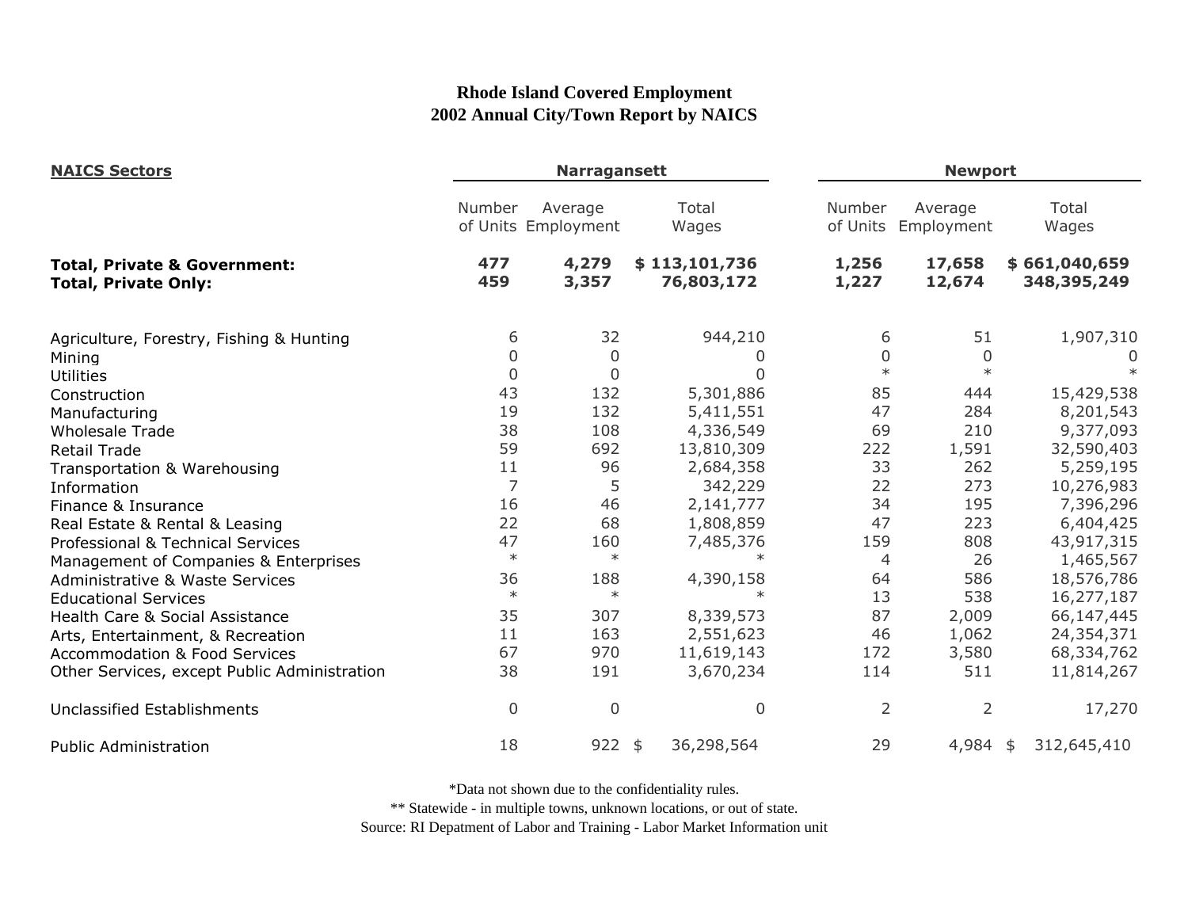# Rhode Island Covered Employment
## 2002 Annual City/Town Report by NAICS

| NAICS Sectors | Narragansett | | | Newport | | |
|---|---|---|---|---|---|---|
| | Number of Units | Average Employment | Total Wages | Number of Units | Average Employment | Total Wages |
| **Total, Private & Government:** | **477** | **4,279** | **$ 113,101,736** | **1,256** | **17,658** | **$ 661,040,659** |
| **Total, Private Only:** | **459** | **3,357** | **76,803,172** | **1,227** | **12,674** | **348,395,249** |
| Agriculture, Forestry, Fishing & Hunting | 6 | 32 | 944,210 | 6 | 51 | 1,907,310 |
| Mining | 0 | 0 | 0 | 0 | 0 | 0 |
| Utilities | 0 | 0 | 0 | * | * | * |
| Construction | 43 | 132 | 5,301,886 | 85 | 444 | 15,429,538 |
| Manufacturing | 19 | 132 | 5,411,551 | 47 | 284 | 8,201,543 |
| Wholesale Trade | 38 | 108 | 4,336,549 | 69 | 210 | 9,377,093 |
| Retail Trade | 59 | 692 | 13,810,309 | 222 | 1,591 | 32,590,403 |
| Transportation & Warehousing | 11 | 96 | 2,684,358 | 33 | 262 | 5,259,195 |
| Information | 7 | 5 | 342,229 | 22 | 273 | 10,276,983 |
| Finance & Insurance | 16 | 46 | 2,141,777 | 34 | 195 | 7,396,296 |
| Real Estate & Rental & Leasing | 22 | 68 | 1,808,859 | 47 | 223 | 6,404,425 |
| Professional & Technical Services | 47 | 160 | 7,485,376 | 159 | 808 | 43,917,315 |
| Management of Companies & Enterprises | * | * | * | 4 | 26 | 1,465,567 |
| Administrative & Waste Services | 36 | 188 | 4,390,158 | 64 | 586 | 18,576,786 |
| Educational Services | * | * | * | 13 | 538 | 16,277,187 |
| Health Care & Social Assistance | 35 | 307 | 8,339,573 | 87 | 2,009 | 66,147,445 |
| Arts, Entertainment, & Recreation | 11 | 163 | 2,551,623 | 46 | 1,062 | 24,354,371 |
| Accommodation & Food Services | 67 | 970 | 11,619,143 | 172 | 3,580 | 68,334,762 |
| Other Services, except Public Administration | 38 | 191 | 3,670,234 | 114 | 511 | 11,814,267 |
| Unclassified Establishments | 0 | 0 | 0 | 2 | 2 | 17,270 |
| Public Administration | 18 | 922 | $ 36,298,564 | 29 | 4,984 | $ 312,645,410 |

*Data not shown due to the confidentiality rules.

** Statewide - in multiple towns, unknown locations, or out of state.

Source: RI Depatment of Labor and Training - Labor Market Information unit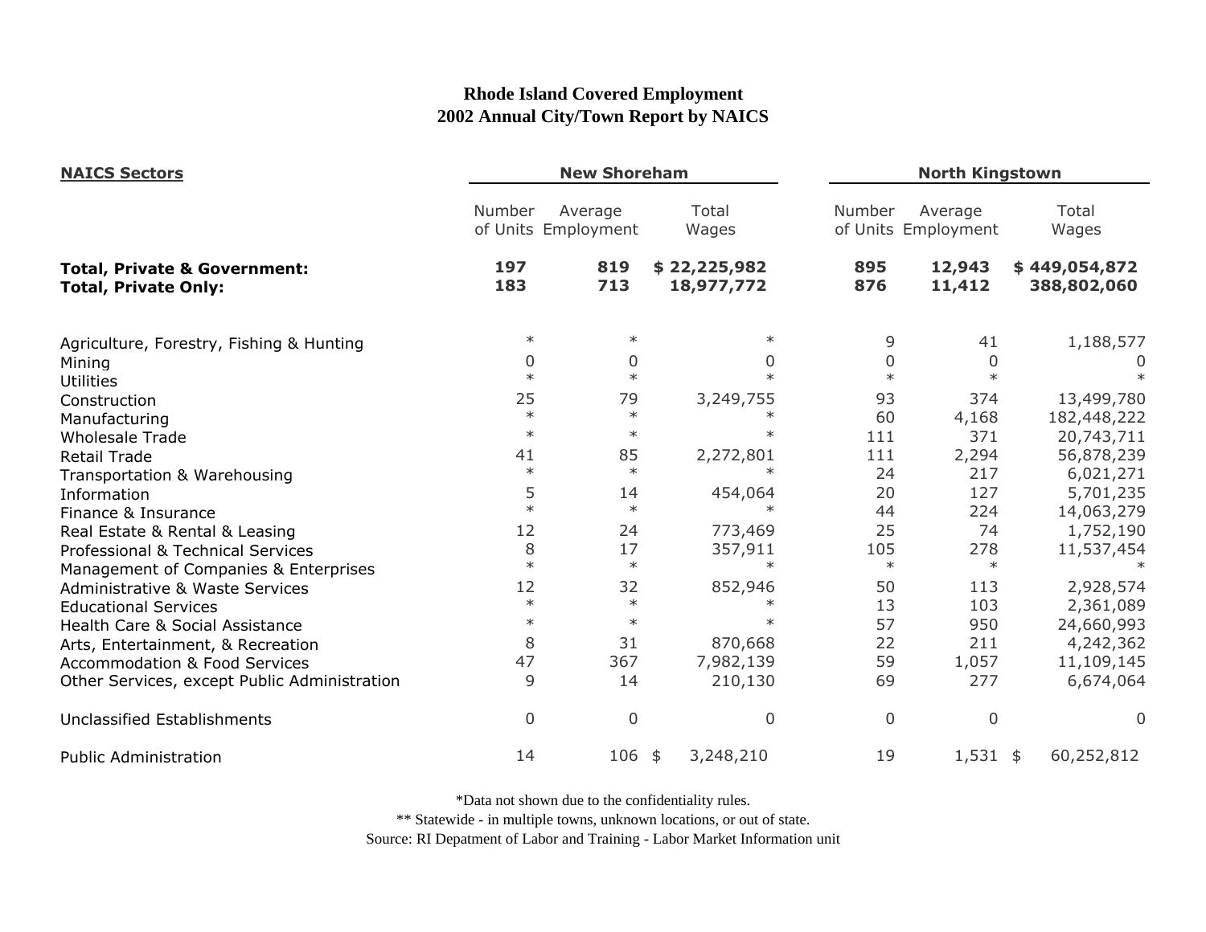**Rhode Island Covered Employment**
**2002 Annual City/Town Report by NAICS**

| NAICS Sectors | New Shoreham | | | North Kingstown | | |
|---|---|---|---|---|---|---|
| | Number of Units | Average Employment | Total Wages | Number of Units | Average Employment | Total Wages |
| **Total, Private & Government:** | **197** | **819** | **$ 22,225,982** | **895** | **12,943** | **$ 449,054,872** |
| **Total, Private Only:** | **183** | **713** | **18,977,772** | **876** | **11,412** | **388,802,060** |
| Agriculture, Forestry, Fishing & Hunting | * | * | * | 9 | 41 | 1,188,577 |
| Mining | 0 | 0 | 0 | 0 | 0 | 0 |
| Utilities | * | * | * | * | * | * |
| Construction | 25 | 79 | 3,249,755 | 93 | 374 | 13,499,780 |
| Manufacturing | * | * | * | 60 | 4,168 | 182,448,222 |
| Wholesale Trade | * | * | * | 111 | 371 | 20,743,711 |
| Retail Trade | 41 | 85 | 2,272,801 | 111 | 2,294 | 56,878,239 |
| Transportation & Warehousing | * | * | * | 24 | 217 | 6,021,271 |
| Information | 5 | 14 | 454,064 | 20 | 127 | 5,701,235 |
| Finance & Insurance | * | * | * | 44 | 224 | 14,063,279 |
| Real Estate & Rental & Leasing | 12 | 24 | 773,469 | 25 | 74 | 1,752,190 |
| Professional & Technical Services | 8 | 17 | 357,911 | 105 | 278 | 11,537,454 |
| Management of Companies & Enterprises | * | * | * | * | * | * |
| Administrative & Waste Services | 12 | 32 | 852,946 | 50 | 113 | 2,928,574 |
| Educational Services | * | * | * | 13 | 103 | 2,361,089 |
| Health Care & Social Assistance | * | * | * | 57 | 950 | 24,660,993 |
| Arts, Entertainment, & Recreation | 8 | 31 | 870,668 | 22 | 211 | 4,242,362 |
| Accommodation & Food Services | 47 | 367 | 7,982,139 | 59 | 1,057 | 11,109,145 |
| Other Services, except Public Administration | 9 | 14 | 210,130 | 69 | 277 | 6,674,064 |
| Unclassified Establishments | 0 | 0 | 0 | 0 | 0 | 0 |
| Public Administration | 14 | 106 | $ 3,248,210 | 19 | 1,531 | $ 60,252,812 |

*Data not shown due to the confidentiality rules.

** Statewide - in multiple towns, unknown locations, or out of state.

Source: RI Depatment of Labor and Training - Labor Market Information unit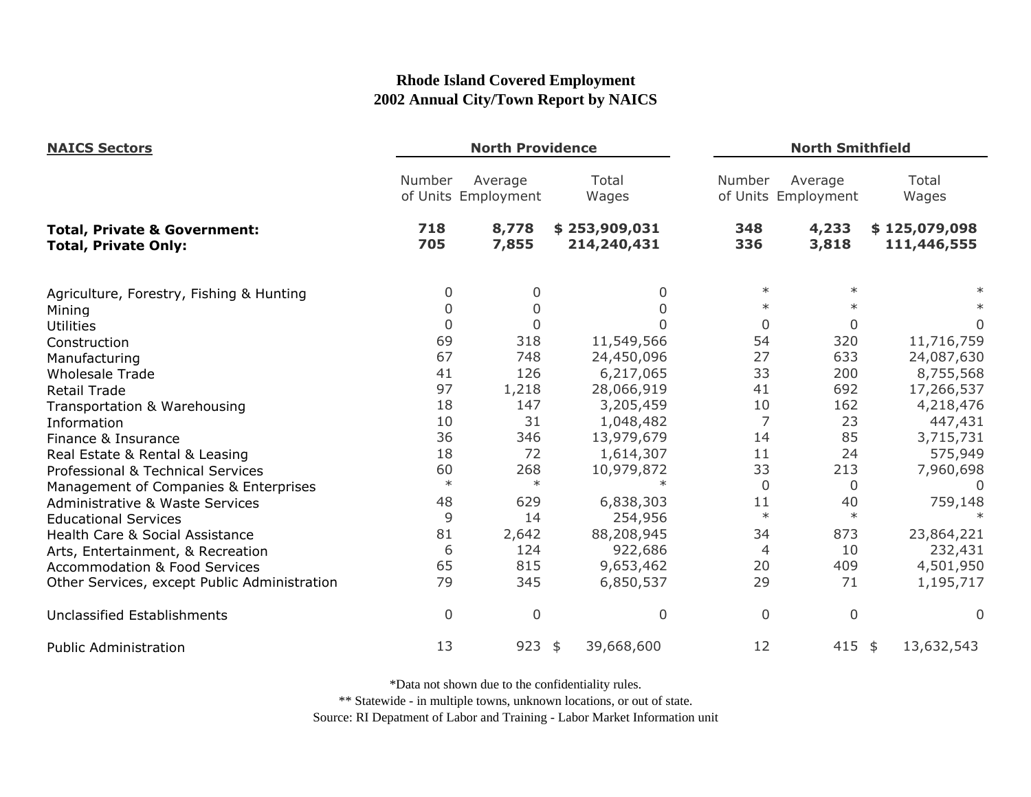# Rhode Island Covered Employment
## 2002 Annual City/Town Report by NAICS

| NAICS Sectors | North Providence | | | North Smithfield | | |
|---|---|---|---|---|---|---|
| | Number of Units | Average Employment | Total Wages | Number of Units | Average Employment | Total Wages |
| **Total, Private & Government:** | **718** | **8,778** | **$ 253,909,031** | **348** | **4,233** | **$ 125,079,098** |
| **Total, Private Only:** | **705** | **7,855** | **214,240,431** | **336** | **3,818** | **111,446,555** |
| Agriculture, Forestry, Fishing & Hunting | 0 | 0 | 0 | * | * | * |
| Mining | 0 | 0 | 0 | * | * | * |
| Utilities | 0 | 0 | 0 | 0 | 0 | 0 |
| Construction | 69 | 318 | 11,549,566 | 54 | 320 | 11,716,759 |
| Manufacturing | 67 | 748 | 24,450,096 | 27 | 633 | 24,087,630 |
| Wholesale Trade | 41 | 126 | 6,217,065 | 33 | 200 | 8,755,568 |
| Retail Trade | 97 | 1,218 | 28,066,919 | 41 | 692 | 17,266,537 |
| Transportation & Warehousing | 18 | 147 | 3,205,459 | 10 | 162 | 4,218,476 |
| Information | 10 | 31 | 1,048,482 | 7 | 23 | 447,431 |
| Finance & Insurance | 36 | 346 | 13,979,679 | 14 | 85 | 3,715,731 |
| Real Estate & Rental & Leasing | 18 | 72 | 1,614,307 | 11 | 24 | 575,949 |
| Professional & Technical Services | 60 | 268 | 10,979,872 | 33 | 213 | 7,960,698 |
| Management of Companies & Enterprises | * | * | * | 0 | 0 | 0 |
| Administrative & Waste Services | 48 | 629 | 6,838,303 | 11 | 40 | 759,148 |
| Educational Services | 9 | 14 | 254,956 | * | * | * |
| Health Care & Social Assistance | 81 | 2,642 | 88,208,945 | 34 | 873 | 23,864,221 |
| Arts, Entertainment, & Recreation | 6 | 124 | 922,686 | 4 | 10 | 232,431 |
| Accommodation & Food Services | 65 | 815 | 9,653,462 | 20 | 409 | 4,501,950 |
| Other Services, except Public Administration | 79 | 345 | 6,850,537 | 29 | 71 | 1,195,717 |
| Unclassified Establishments | 0 | 0 | 0 | 0 | 0 | 0 |
| Public Administration | 13 | 923 | $ 39,668,600 | 12 | 415 | $ 13,632,543 |

*Data not shown due to the confidentiality rules.

** Statewide - in multiple towns, unknown locations, or out of state.

Source: RI Depatment of Labor and Training - Labor Market Information unit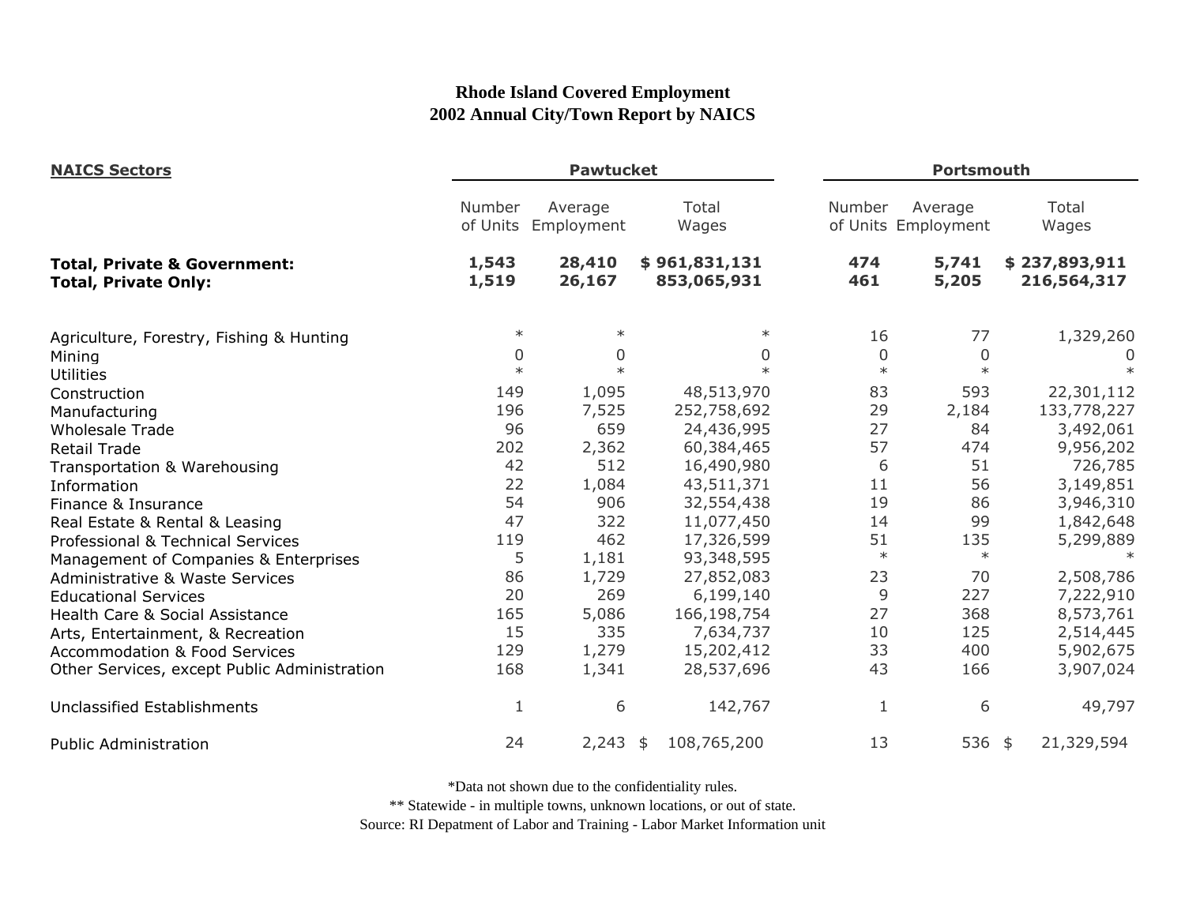# Rhode Island Covered Employment
## 2002 Annual City/Town Report by NAICS

| NAICS Sectors | Pawtucket | | | Portsmouth | | |
|---|---|---|---|---|---|---|
| | Number of Units | Average Employment | Total Wages | Number of Units | Average Employment | Total Wages |
| **Total, Private & Government:** | **1,543** | **28,410** | **$ 961,831,131** | **474** | **5,741** | **$ 237,893,911** |
| **Total, Private Only:** | **1,519** | **26,167** | **853,065,931** | **461** | **5,205** | **216,564,317** |
| Agriculture, Forestry, Fishing & Hunting | * | * | * | 16 | 77 | 1,329,260 |
| Mining | 0 | 0 | 0 | 0 | 0 | 0 |
| Utilities | * | * | * | * | * | * |
| Construction | 149 | 1,095 | 48,513,970 | 83 | 593 | 22,301,112 |
| Manufacturing | 196 | 7,525 | 252,758,692 | 29 | 2,184 | 133,778,227 |
| Wholesale Trade | 96 | 659 | 24,436,995 | 27 | 84 | 3,492,061 |
| Retail Trade | 202 | 2,362 | 60,384,465 | 57 | 474 | 9,956,202 |
| Transportation & Warehousing | 42 | 512 | 16,490,980 | 6 | 51 | 726,785 |
| Information | 22 | 1,084 | 43,511,371 | 11 | 56 | 3,149,851 |
| Finance & Insurance | 54 | 906 | 32,554,438 | 19 | 86 | 3,946,310 |
| Real Estate & Rental & Leasing | 47 | 322 | 11,077,450 | 14 | 99 | 1,842,648 |
| Professional & Technical Services | 119 | 462 | 17,326,599 | 51 | 135 | 5,299,889 |
| Management of Companies & Enterprises | 5 | 1,181 | 93,348,595 | * | * | * |
| Administrative & Waste Services | 86 | 1,729 | 27,852,083 | 23 | 70 | 2,508,786 |
| Educational Services | 20 | 269 | 6,199,140 | 9 | 227 | 7,222,910 |
| Health Care & Social Assistance | 165 | 5,086 | 166,198,754 | 27 | 368 | 8,573,761 |
| Arts, Entertainment, & Recreation | 15 | 335 | 7,634,737 | 10 | 125 | 2,514,445 |
| Accommodation & Food Services | 129 | 1,279 | 15,202,412 | 33 | 400 | 5,902,675 |
| Other Services, except Public Administration | 168 | 1,341 | 28,537,696 | 43 | 166 | 3,907,024 |
| Unclassified Establishments | 1 | 6 | 142,767 | 1 | 6 | 49,797 |
| Public Administration | 24 | 2,243 | $ 108,765,200 | 13 | 536 | $ 21,329,594 |

*Data not shown due to the confidentiality rules.

** Statewide - in multiple towns, unknown locations, or out of state.

Source: RI Depatment of Labor and Training - Labor Market Information unit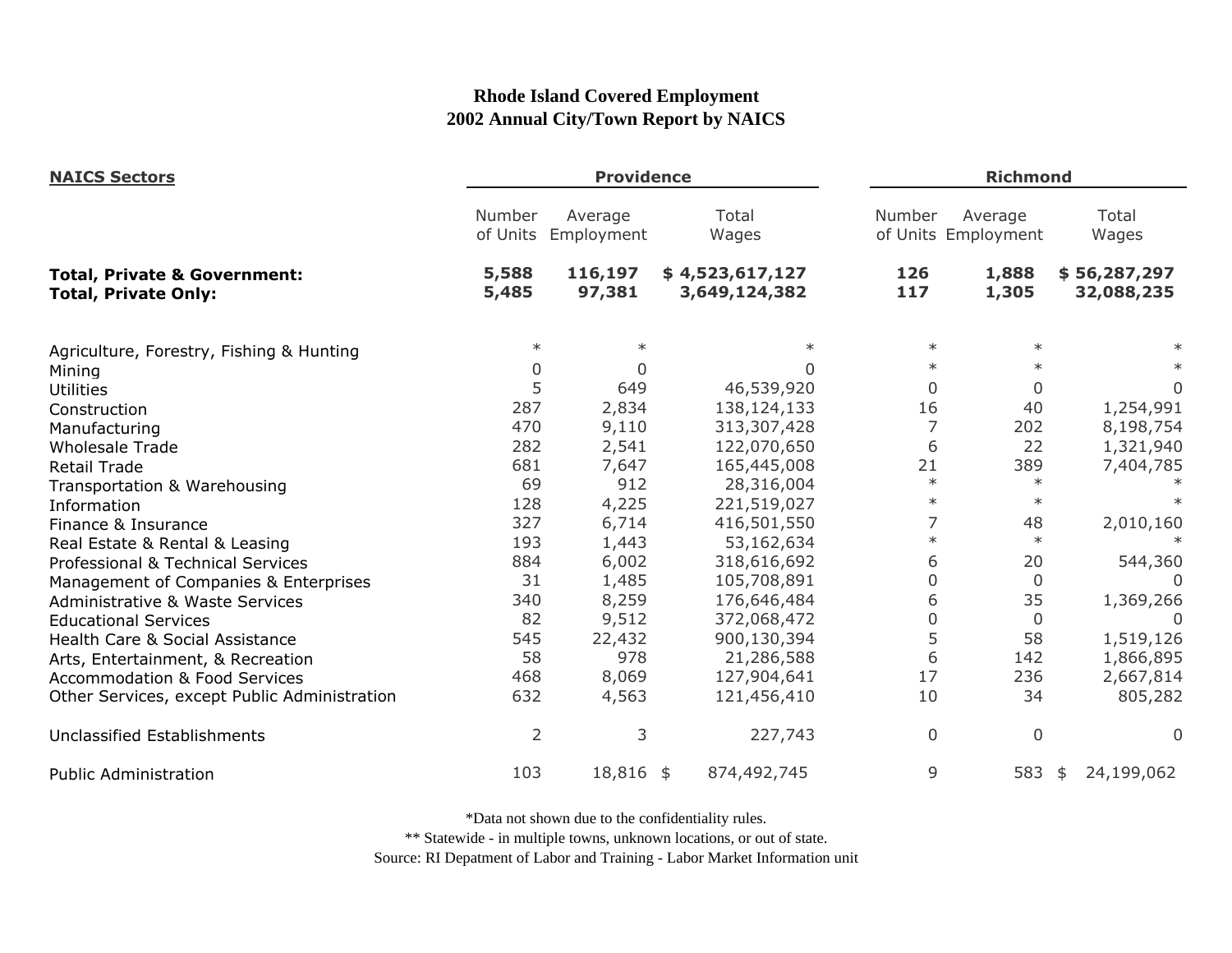# Rhode Island Covered Employment
## 2002 Annual City/Town Report by NAICS

| NAICS Sectors | Providence | | | Richmond | | |
|---|---|---|---|---|---|---|
| | Number of Units | Average Employment | Total Wages | Number of Units | Average Employment | Total Wages |
| **Total, Private & Government:** | **5,588** | **116,197** | **$ 4,523,617,127** | **126** | **1,888** | **$ 56,287,297** |
| **Total, Private Only:** | **5,485** | **97,381** | **3,649,124,382** | **117** | **1,305** | **32,088,235** |
| Agriculture, Forestry, Fishing & Hunting | * | * | * | * | * | * |
| Mining | 0 | 0 | 0 | * | * | * |
| Utilities | 5 | 649 | 46,539,920 | 0 | 0 | 0 |
| Construction | 287 | 2,834 | 138,124,133 | 16 | 40 | 1,254,991 |
| Manufacturing | 470 | 9,110 | 313,307,428 | 7 | 202 | 8,198,754 |
| Wholesale Trade | 282 | 2,541 | 122,070,650 | 6 | 22 | 1,321,940 |
| Retail Trade | 681 | 7,647 | 165,445,008 | 21 | 389 | 7,404,785 |
| Transportation & Warehousing | 69 | 912 | 28,316,004 | * | * | * |
| Information | 128 | 4,225 | 221,519,027 | * | * | * |
| Finance & Insurance | 327 | 6,714 | 416,501,550 | 7 | 48 | 2,010,160 |
| Real Estate & Rental & Leasing | 193 | 1,443 | 53,162,634 | * | * | * |
| Professional & Technical Services | 884 | 6,002 | 318,616,692 | 6 | 20 | 544,360 |
| Management of Companies & Enterprises | 31 | 1,485 | 105,708,891 | 0 | 0 | 0 |
| Administrative & Waste Services | 340 | 8,259 | 176,646,484 | 6 | 35 | 1,369,266 |
| Educational Services | 82 | 9,512 | 372,068,472 | 0 | 0 | 0 |
| Health Care & Social Assistance | 545 | 22,432 | 900,130,394 | 5 | 58 | 1,519,126 |
| Arts, Entertainment, & Recreation | 58 | 978 | 21,286,588 | 6 | 142 | 1,866,895 |
| Accommodation & Food Services | 468 | 8,069 | 127,904,641 | 17 | 236 | 2,667,814 |
| Other Services, except Public Administration | 632 | 4,563 | 121,456,410 | 10 | 34 | 805,282 |
| Unclassified Establishments | 2 | 3 | 227,743 | 0 | 0 | 0 |
| Public Administration | 103 | 18,816 | $ 874,492,745 | 9 | 583 | $ 24,199,062 |

*Data not shown due to the confidentiality rules.

** Statewide - in multiple towns, unknown locations, or out of state.

Source: RI Depatment of Labor and Training - Labor Market Information unit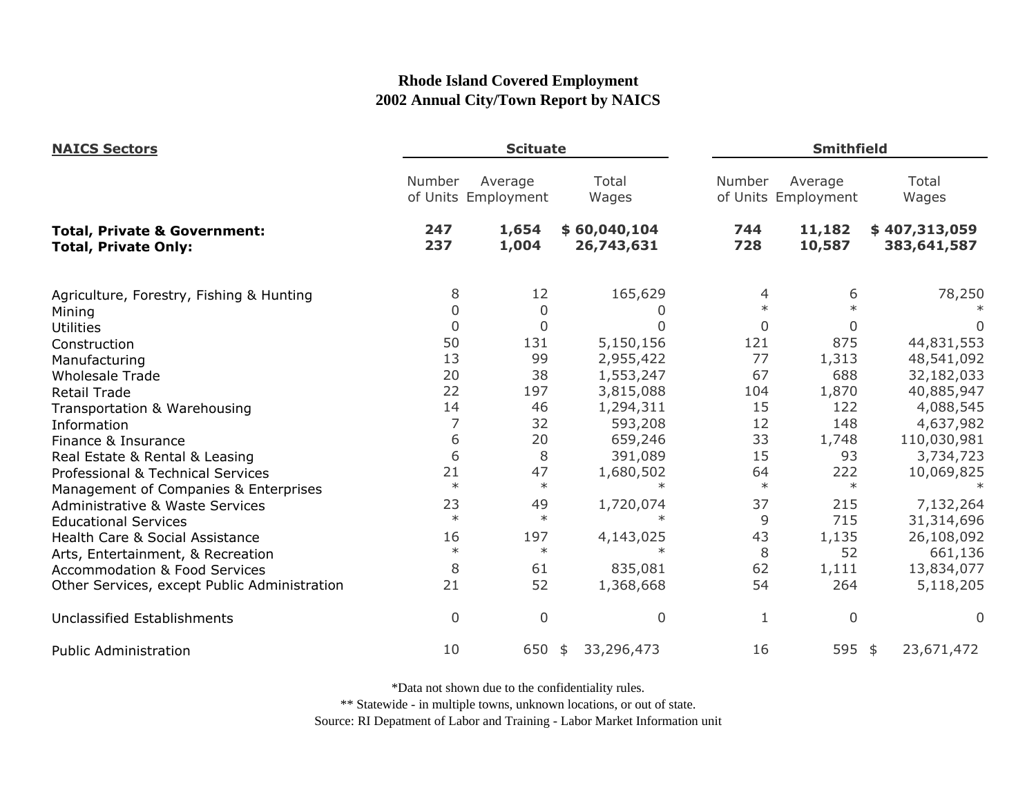# Rhode Island Covered Employment
## 2002 Annual City/Town Report by NAICS

| NAICS Sectors | Scituate | | | Smithfield | | |
|---|---|---|---|---|---|---|
| | Number of Units | Average Employment | Total Wages | Number of Units | Average Employment | Total Wages |
| **Total, Private & Government:** | **247** | **1,654** | **$ 60,040,104** | **744** | **11,182** | **$ 407,313,059** |
| **Total, Private Only:** | **237** | **1,004** | **26,743,631** | **728** | **10,587** | **383,641,587** |
| Agriculture, Forestry, Fishing & Hunting | 8 | 12 | 165,629 | 4 | 6 | 78,250 |
| Mining | 0 | 0 | 0 | * | * | * |
| Utilities | 0 | 0 | 0 | 0 | 0 | 0 |
| Construction | 50 | 131 | 5,150,156 | 121 | 875 | 44,831,553 |
| Manufacturing | 13 | 99 | 2,955,422 | 77 | 1,313 | 48,541,092 |
| Wholesale Trade | 20 | 38 | 1,553,247 | 67 | 688 | 32,182,033 |
| Retail Trade | 22 | 197 | 3,815,088 | 104 | 1,870 | 40,885,947 |
| Transportation & Warehousing | 14 | 46 | 1,294,311 | 15 | 122 | 4,088,545 |
| Information | 7 | 32 | 593,208 | 12 | 148 | 4,637,982 |
| Finance & Insurance | 6 | 20 | 659,246 | 33 | 1,748 | 110,030,981 |
| Real Estate & Rental & Leasing | 6 | 8 | 391,089 | 15 | 93 | 3,734,723 |
| Professional & Technical Services | 21 | 47 | 1,680,502 | 64 | 222 | 10,069,825 |
| Management of Companies & Enterprises | * | * | * | * | * | * |
| Administrative & Waste Services | 23 | 49 | 1,720,074 | 37 | 215 | 7,132,264 |
| Educational Services | * | * | * | 9 | 715 | 31,314,696 |
| Health Care & Social Assistance | 16 | 197 | 4,143,025 | 43 | 1,135 | 26,108,092 |
| Arts, Entertainment, & Recreation | * | * | * | 8 | 52 | 661,136 |
| Accommodation & Food Services | 8 | 61 | 835,081 | 62 | 1,111 | 13,834,077 |
| Other Services, except Public Administration | 21 | 52 | 1,368,668 | 54 | 264 | 5,118,205 |
| Unclassified Establishments | 0 | 0 | 0 | 1 | 0 | 0 |
| Public Administration | 10 | 650 | $ 33,296,473 | 16 | 595 | $ 23,671,472 |

*Data not shown due to the confidentiality rules.

** Statewide - in multiple towns, unknown locations, or out of state.

Source: RI Depatment of Labor and Training - Labor Market Information unit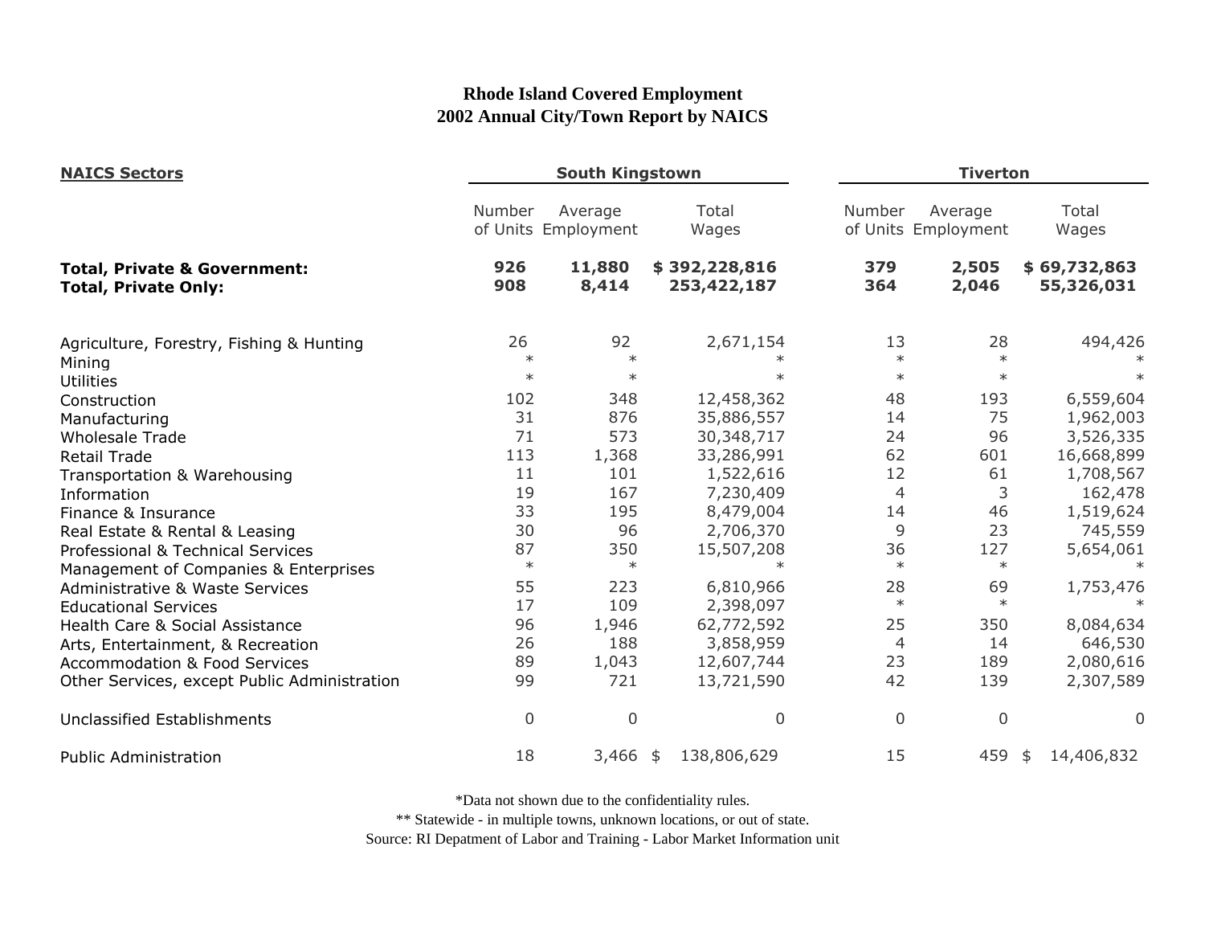**Rhode Island Covered Employment**
**2002 Annual City/Town Report by NAICS**

| NAICS Sectors | South Kingstown | | | Tiverton | | |
|---|---|---|---|---|---|---|
| | Number of Units | Average Employment | Total Wages | Number of Units | Average Employment | Total Wages |
| **Total, Private & Government:** | **926** | **11,880** | **$ 392,228,816** | **379** | **2,505** | **$ 69,732,863** |
| **Total, Private Only:** | **908** | **8,414** | **253,422,187** | **364** | **2,046** | **55,326,031** |
| Agriculture, Forestry, Fishing & Hunting | 26 | 92 | 2,671,154 | 13 | 28 | 494,426 |
| Mining | * | * | * | * | * | * |
| Utilities | * | * | * | * | * | * |
| Construction | 102 | 348 | 12,458,362 | 48 | 193 | 6,559,604 |
| Manufacturing | 31 | 876 | 35,886,557 | 14 | 75 | 1,962,003 |
| Wholesale Trade | 71 | 573 | 30,348,717 | 24 | 96 | 3,526,335 |
| Retail Trade | 113 | 1,368 | 33,286,991 | 62 | 601 | 16,668,899 |
| Transportation & Warehousing | 11 | 101 | 1,522,616 | 12 | 61 | 1,708,567 |
| Information | 19 | 167 | 7,230,409 | 4 | 3 | 162,478 |
| Finance & Insurance | 33 | 195 | 8,479,004 | 14 | 46 | 1,519,624 |
| Real Estate & Rental & Leasing | 30 | 96 | 2,706,370 | 9 | 23 | 745,559 |
| Professional & Technical Services | 87 | 350 | 15,507,208 | 36 | 127 | 5,654,061 |
| Management of Companies & Enterprises | * | * | * | * | * | * |
| Administrative & Waste Services | 55 | 223 | 6,810,966 | 28 | 69 | 1,753,476 |
| Educational Services | 17 | 109 | 2,398,097 | * | * | * |
| Health Care & Social Assistance | 96 | 1,946 | 62,772,592 | 25 | 350 | 8,084,634 |
| Arts, Entertainment, & Recreation | 26 | 188 | 3,858,959 | 4 | 14 | 646,530 |
| Accommodation & Food Services | 89 | 1,043 | 12,607,744 | 23 | 189 | 2,080,616 |
| Other Services, except Public Administration | 99 | 721 | 13,721,590 | 42 | 139 | 2,307,589 |
| Unclassified Establishments | 0 | 0 | 0 | 0 | 0 | 0 |
| Public Administration | 18 | 3,466 | $ 138,806,629 | 15 | 459 | $ 14,406,832 |

*Data not shown due to the confidentiality rules.

** Statewide - in multiple towns, unknown locations, or out of state.

Source: RI Depatment of Labor and Training - Labor Market Information unit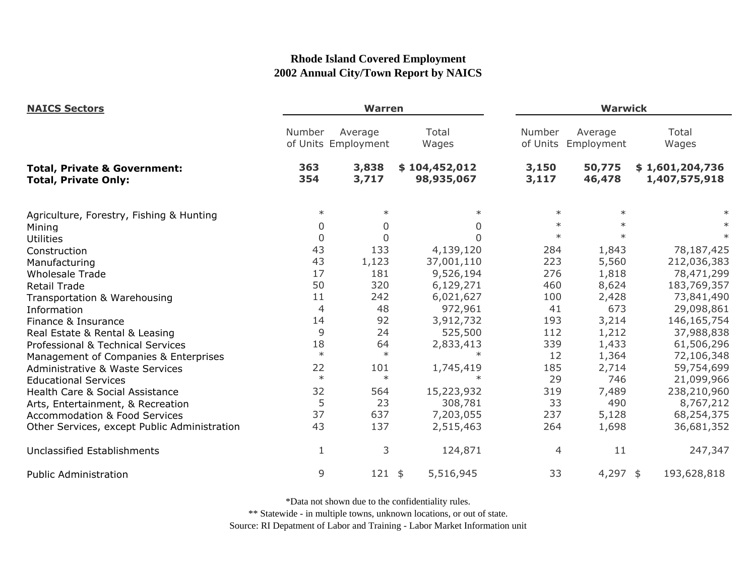# Rhode Island Covered Employment
## 2002 Annual City/Town Report by NAICS

| NAICS Sectors | Warren | | | Warwick | | |
|---|---|---|---|---|---|---|
| | Number of Units | Average Employment | Total Wages | Number of Units | Average Employment | Total Wages |
| **Total, Private & Government:** | **363** | **3,838** | **$ 104,452,012** | **3,150** | **50,775** | **$ 1,601,204,736** |
| **Total, Private Only:** | **354** | **3,717** | **98,935,067** | **3,117** | **46,478** | **1,407,575,918** |
| Agriculture, Forestry, Fishing & Hunting | * | * | * | * | * | * |
| Mining | 0 | 0 | 0 | * | * | * |
| Utilities | 0 | 0 | 0 | * | * | * |
| Construction | 43 | 133 | 4,139,120 | 284 | 1,843 | 78,187,425 |
| Manufacturing | 43 | 1,123 | 37,001,110 | 223 | 5,560 | 212,036,383 |
| Wholesale Trade | 17 | 181 | 9,526,194 | 276 | 1,818 | 78,471,299 |
| Retail Trade | 50 | 320 | 6,129,271 | 460 | 8,624 | 183,769,357 |
| Transportation & Warehousing | 11 | 242 | 6,021,627 | 100 | 2,428 | 73,841,490 |
| Information | 4 | 48 | 972,961 | 41 | 673 | 29,098,861 |
| Finance & Insurance | 14 | 92 | 3,912,732 | 193 | 3,214 | 146,165,754 |
| Real Estate & Rental & Leasing | 9 | 24 | 525,500 | 112 | 1,212 | 37,988,838 |
| Professional & Technical Services | 18 | 64 | 2,833,413 | 339 | 1,433 | 61,506,296 |
| Management of Companies & Enterprises | * | * | * | 12 | 1,364 | 72,106,348 |
| Administrative & Waste Services | 22 | 101 | 1,745,419 | 185 | 2,714 | 59,754,699 |
| Educational Services | * | * | * | 29 | 746 | 21,099,966 |
| Health Care & Social Assistance | 32 | 564 | 15,223,932 | 319 | 7,489 | 238,210,960 |
| Arts, Entertainment, & Recreation | 5 | 23 | 308,781 | 33 | 490 | 8,767,212 |
| Accommodation & Food Services | 37 | 637 | 7,203,055 | 237 | 5,128 | 68,254,375 |
| Other Services, except Public Administration | 43 | 137 | 2,515,463 | 264 | 1,698 | 36,681,352 |
| Unclassified Establishments | 1 | 3 | 124,871 | 4 | 11 | 247,347 |
| Public Administration | 9 | 121 | $ 5,516,945 | 33 | 4,297 | $ 193,628,818 |

*Data not shown due to the confidentiality rules.

** Statewide - in multiple towns, unknown locations, or out of state.

Source: RI Depatment of Labor and Training - Labor Market Information unit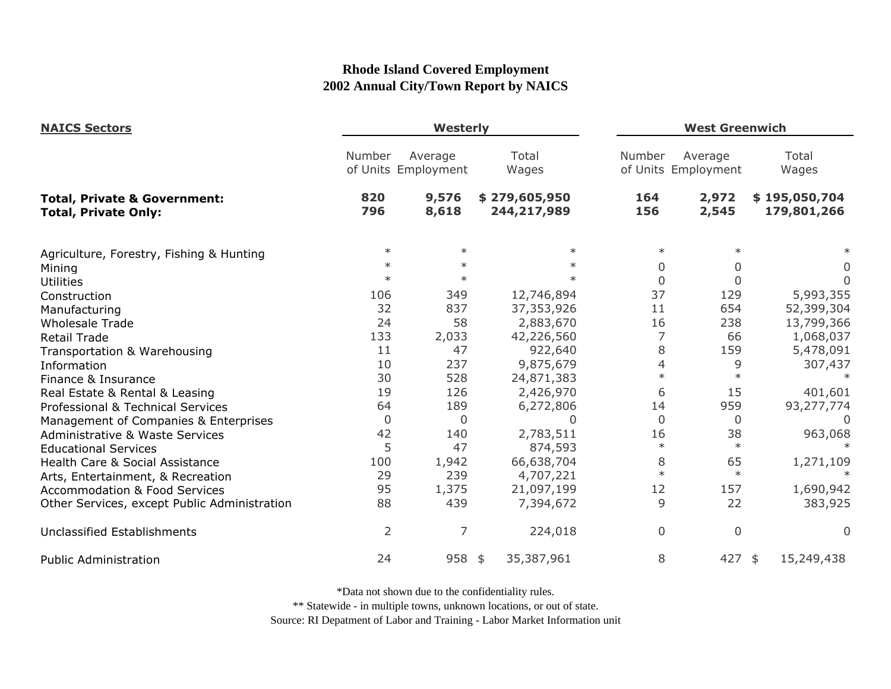# Rhode Island Covered Employment
## 2002 Annual City/Town Report by NAICS

| NAICS Sectors | Westerly | | | West Greenwich | | |
|---|---|---|---|---|---|---|
| | Number of Units | Average Employment | Total Wages | Number of Units | Average Employment | Total Wages |
| **Total, Private & Government:** | **820** | **9,576** | **$ 279,605,950** | **164** | **2,972** | **$ 195,050,704** |
| **Total, Private Only:** | **796** | **8,618** | **244,217,989** | **156** | **2,545** | **179,801,266** |
| Agriculture, Forestry, Fishing & Hunting | * | * | * | * | * | * |
| Mining | * | * | * | 0 | 0 | 0 |
| Utilities | * | * | * | 0 | 0 | 0 |
| Construction | 106 | 349 | 12,746,894 | 37 | 129 | 5,993,355 |
| Manufacturing | 32 | 837 | 37,353,926 | 11 | 654 | 52,399,304 |
| Wholesale Trade | 24 | 58 | 2,883,670 | 16 | 238 | 13,799,366 |
| Retail Trade | 133 | 2,033 | 42,226,560 | 7 | 66 | 1,068,037 |
| Transportation & Warehousing | 11 | 47 | 922,640 | 8 | 159 | 5,478,091 |
| Information | 10 | 237 | 9,875,679 | 4 | 9 | 307,437 |
| Finance & Insurance | 30 | 528 | 24,871,383 | * | * | * |
| Real Estate & Rental & Leasing | 19 | 126 | 2,426,970 | 6 | 15 | 401,601 |
| Professional & Technical Services | 64 | 189 | 6,272,806 | 14 | 959 | 93,277,774 |
| Management of Companies & Enterprises | 0 | 0 | 0 | 0 | 0 | 0 |
| Administrative & Waste Services | 42 | 140 | 2,783,511 | 16 | 38 | 963,068 |
| Educational Services | 5 | 47 | 874,593 | * | * | * |
| Health Care & Social Assistance | 100 | 1,942 | 66,638,704 | 8 | 65 | 1,271,109 |
| Arts, Entertainment, & Recreation | 29 | 239 | 4,707,221 | * | * | * |
| Accommodation & Food Services | 95 | 1,375 | 21,097,199 | 12 | 157 | 1,690,942 |
| Other Services, except Public Administration | 88 | 439 | 7,394,672 | 9 | 22 | 383,925 |
| Unclassified Establishments | 2 | 7 | 224,018 | 0 | 0 | 0 |
| Public Administration | 24 | 958 | $ 35,387,961 | 8 | 427 | $ 15,249,438 |

*Data not shown due to the confidentiality rules.

** Statewide - in multiple towns, unknown locations, or out of state.

Source: RI Depatment of Labor and Training - Labor Market Information unit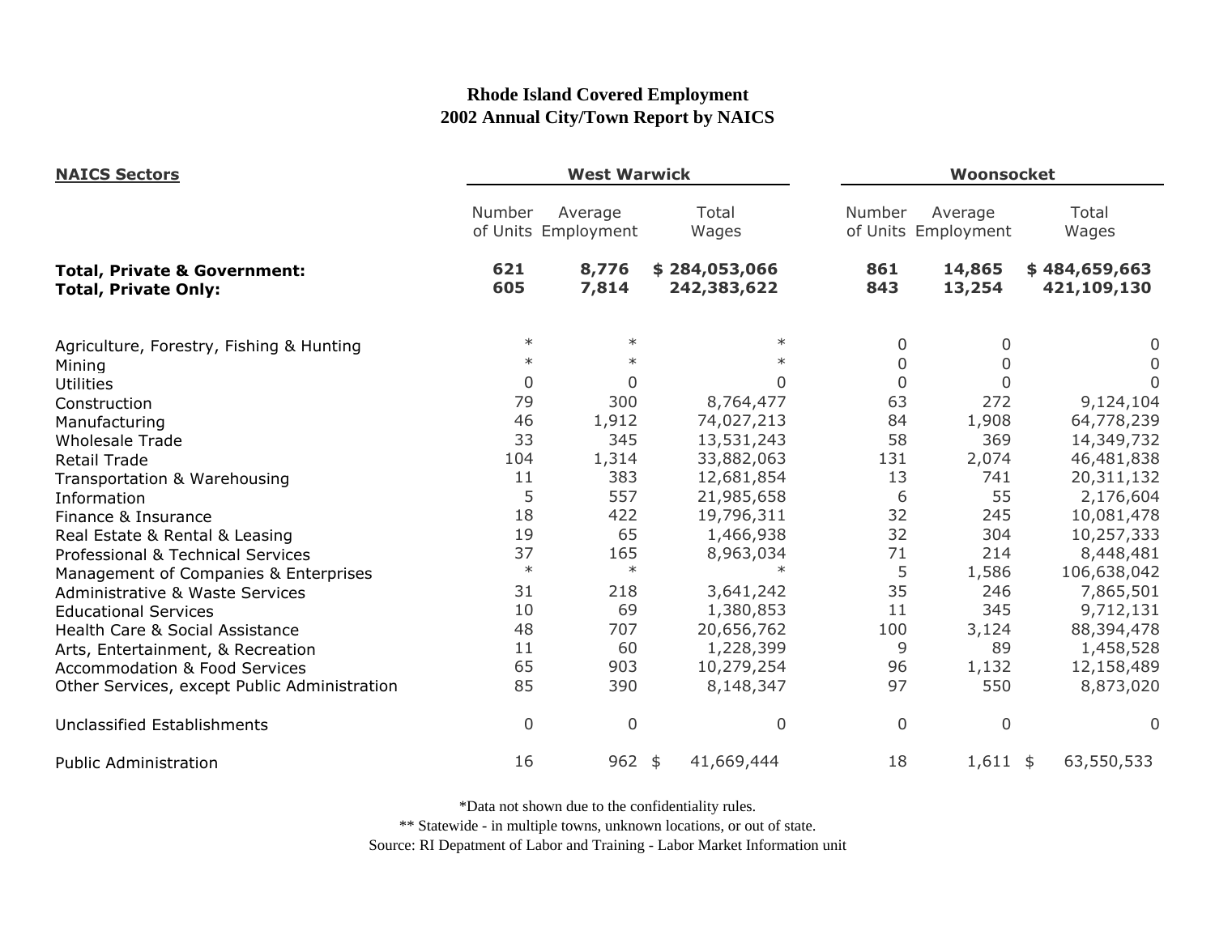# Rhode Island Covered Employment
## 2002 Annual City/Town Report by NAICS

| NAICS Sectors | West Warwick | | | Woonsocket | | |
|---|---|---|---|---|---|---|
| | Number of Units | Average Employment | Total Wages | Number of Units | Average Employment | Total Wages |
| **Total, Private & Government:** | **621** | **8,776** | **$ 284,053,066** | **861** | **14,865** | **$ 484,659,663** |
| **Total, Private Only:** | **605** | **7,814** | **242,383,622** | **843** | **13,254** | **421,109,130** |
| Agriculture, Forestry, Fishing & Hunting | * | * | * | 0 | 0 | 0 |
| Mining | * | * | * | 0 | 0 | 0 |
| Utilities | 0 | 0 | 0 | 0 | 0 | 0 |
| Construction | 79 | 300 | 8,764,477 | 63 | 272 | 9,124,104 |
| Manufacturing | 46 | 1,912 | 74,027,213 | 84 | 1,908 | 64,778,239 |
| Wholesale Trade | 33 | 345 | 13,531,243 | 58 | 369 | 14,349,732 |
| Retail Trade | 104 | 1,314 | 33,882,063 | 131 | 2,074 | 46,481,838 |
| Transportation & Warehousing | 11 | 383 | 12,681,854 | 13 | 741 | 20,311,132 |
| Information | 5 | 557 | 21,985,658 | 6 | 55 | 2,176,604 |
| Finance & Insurance | 18 | 422 | 19,796,311 | 32 | 245 | 10,081,478 |
| Real Estate & Rental & Leasing | 19 | 65 | 1,466,938 | 32 | 304 | 10,257,333 |
| Professional & Technical Services | 37 | 165 | 8,963,034 | 71 | 214 | 8,448,481 |
| Management of Companies & Enterprises | * | * | * | 5 | 1,586 | 106,638,042 |
| Administrative & Waste Services | 31 | 218 | 3,641,242 | 35 | 246 | 7,865,501 |
| Educational Services | 10 | 69 | 1,380,853 | 11 | 345 | 9,712,131 |
| Health Care & Social Assistance | 48 | 707 | 20,656,762 | 100 | 3,124 | 88,394,478 |
| Arts, Entertainment, & Recreation | 11 | 60 | 1,228,399 | 9 | 89 | 1,458,528 |
| Accommodation & Food Services | 65 | 903 | 10,279,254 | 96 | 1,132 | 12,158,489 |
| Other Services, except Public Administration | 85 | 390 | 8,148,347 | 97 | 550 | 8,873,020 |
| Unclassified Establishments | 0 | 0 | 0 | 0 | 0 | 0 |
| Public Administration | 16 | 962 | $ 41,669,444 | 18 | 1,611 | $ 63,550,533 |

*Data not shown due to the confidentiality rules.

** Statewide - in multiple towns, unknown locations, or out of state.

Source: RI Depatment of Labor and Training - Labor Market Information unit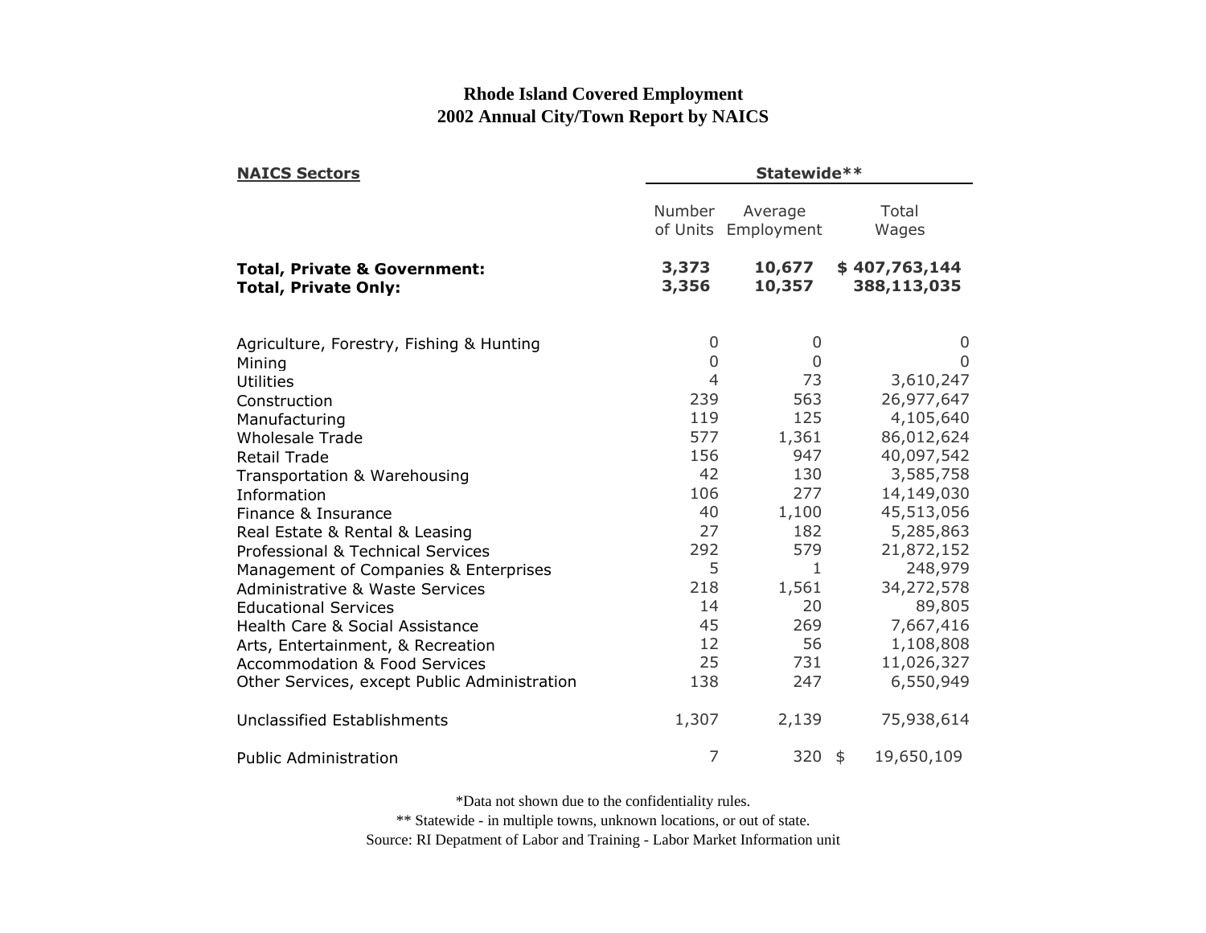**Rhode Island Covered Employment**
**2002 Annual City/Town Report by NAICS**

| NAICS Sectors | Statewide** | | |
|---|---|---|---|
| | Number of Units | Average Employment | Total Wages |
| **Total, Private & Government:** | **3,373** | **10,677** | **$ 407,763,144** |
| **Total, Private Only:** | **3,356** | **10,357** | **388,113,035** |
| Agriculture, Forestry, Fishing & Hunting | 0 | 0 | 0 |
| Mining | 0 | 0 | 0 |
| Utilities | 4 | 73 | 3,610,247 |
| Construction | 239 | 563 | 26,977,647 |
| Manufacturing | 119 | 125 | 4,105,640 |
| Wholesale Trade | 577 | 1,361 | 86,012,624 |
| Retail Trade | 156 | 947 | 40,097,542 |
| Transportation & Warehousing | 42 | 130 | 3,585,758 |
| Information | 106 | 277 | 14,149,030 |
| Finance & Insurance | 40 | 1,100 | 45,513,056 |
| Real Estate & Rental & Leasing | 27 | 182 | 5,285,863 |
| Professional & Technical Services | 292 | 579 | 21,872,152 |
| Management of Companies & Enterprises | 5 | 1 | 248,979 |
| Administrative & Waste Services | 218 | 1,561 | 34,272,578 |
| Educational Services | 14 | 20 | 89,805 |
| Health Care & Social Assistance | 45 | 269 | 7,667,416 |
| Arts, Entertainment, & Recreation | 12 | 56 | 1,108,808 |
| Accommodation & Food Services | 25 | 731 | 11,026,327 |
| Other Services, except Public Administration | 138 | 247 | 6,550,949 |
| Unclassified Establishments | 1,307 | 2,139 | 75,938,614 |
| Public Administration | 7 | 320 | $ 19,650,109 |

*Data not shown due to the confidentiality rules.

** Statewide - in multiple towns, unknown locations, or out of state.

Source: RI Depatment of Labor and Training - Labor Market Information unit